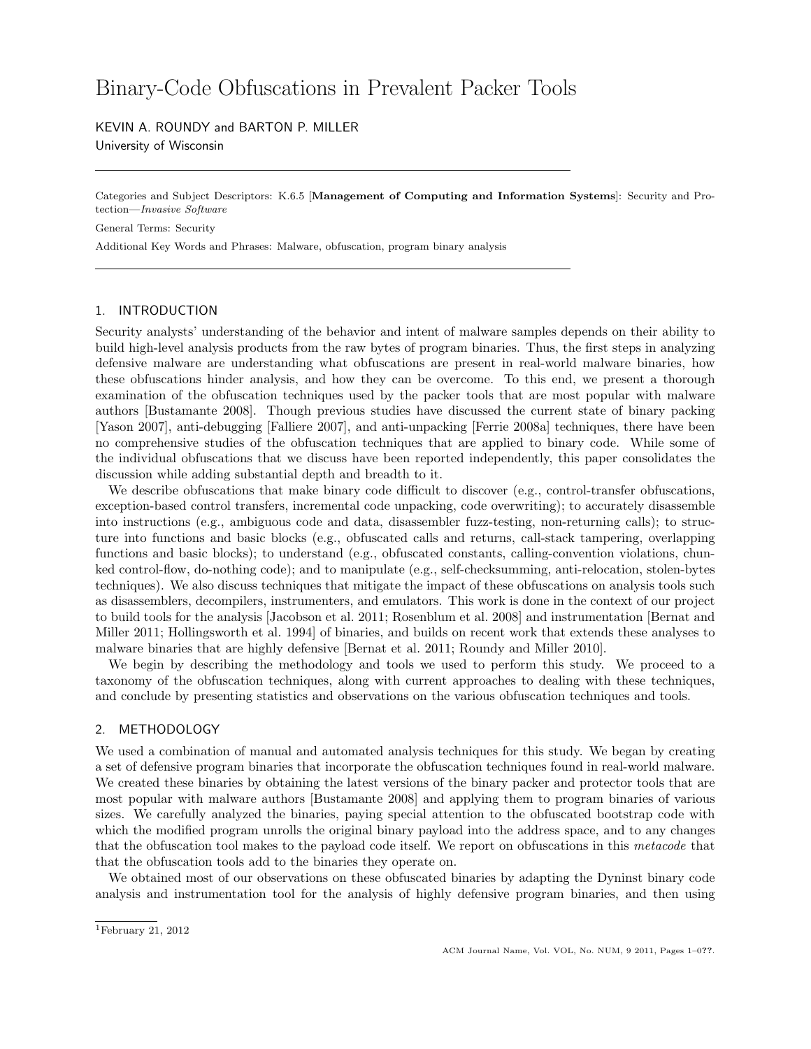# Binary-Code Obfuscations in Prevalent Packer Tools

KEVIN A. ROUNDY and BARTON P. MILLER

University of Wisconsin

---

Categories and Subject Descriptors: K.6.5 [**Management of Computing and Information Systems**]: Security and Protection—*Invasive Software*

General Terms: Security

Additional Key Words and Phrases: Malware, obfuscation, program binary analysis

---

## 1. INTRODUCTION

Security analysts' understanding of the behavior and intent of malware samples depends on their ability to build high-level analysis products from the raw bytes of program binaries. Thus, the first steps in analyzing defensive malware are understanding what obfuscations are present in real-world malware binaries, how these obfuscations hinder analysis, and how they can be overcome. To this end, we present a thorough examination of the obfuscation techniques used by the packer tools that are most popular with malware authors [Bustamante 2008]. Though previous studies have discussed the current state of binary packing [Yason 2007], anti-debugging [Falliere 2007], and anti-unpacking [Ferrie 2008a] techniques, there have been no comprehensive studies of the obfuscation techniques that are applied to binary code. While some of the individual obfuscations that we discuss have been reported independently, this paper consolidates the discussion while adding substantial depth and breadth to it.

We describe obfuscations that make binary code difficult to discover (e.g., control-transfer obfuscations, exception-based control transfers, incremental code unpacking, code overwriting); to accurately disassemble into instructions (e.g., ambiguous code and data, disassembler fuzz-testing, non-returning calls); to structure into functions and basic blocks (e.g., obfuscated calls and returns, call-stack tampering, overlapping functions and basic blocks); to understand (e.g., obfuscated constants, calling-convention violations, chunked control-flow, do-nothing code); and to manipulate (e.g., self-checksumming, anti-relocation, stolen-bytes techniques). We also discuss techniques that mitigate the impact of these obfuscations on analysis tools such as disassemblers, decompilers, instrumenters, and emulators. This work is done in the context of our project to build tools for the analysis [Jacobson et al. 2011; Rosenblum et al. 2008] and instrumentation [Bernat and Miller 2011; Hollingsworth et al. 1994] of binaries, and builds on recent work that extends these analyses to malware binaries that are highly defensive [Bernat et al. 2011; Roundy and Miller 2010].

We begin by describing the methodology and tools we used to perform this study. We proceed to a taxonomy of the obfuscation techniques, along with current approaches to dealing with these techniques, and conclude by presenting statistics and observations on the various obfuscation techniques and tools.

## 2. METHODOLOGY

We used a combination of manual and automated analysis techniques for this study. We began by creating a set of defensive program binaries that incorporate the obfuscation techniques found in real-world malware. We created these binaries by obtaining the latest versions of the binary packer and protector tools that are most popular with malware authors [Bustamante 2008] and applying them to program binaries of various sizes. We carefully analyzed the binaries, paying special attention to the obfuscated bootstrap code with which the modified program unrolls the original binary payload into the address space, and to any changes that the obfuscation tool makes to the payload code itself. We report on obfuscations in this *metacode* that that the obfuscation tools add to the binaries they operate on.

We obtained most of our observations on these obfuscated binaries by adapting the Dyninst binary code analysis and instrumentation tool for the analysis of highly defensive program binaries, and then using

[1]February 21, 2012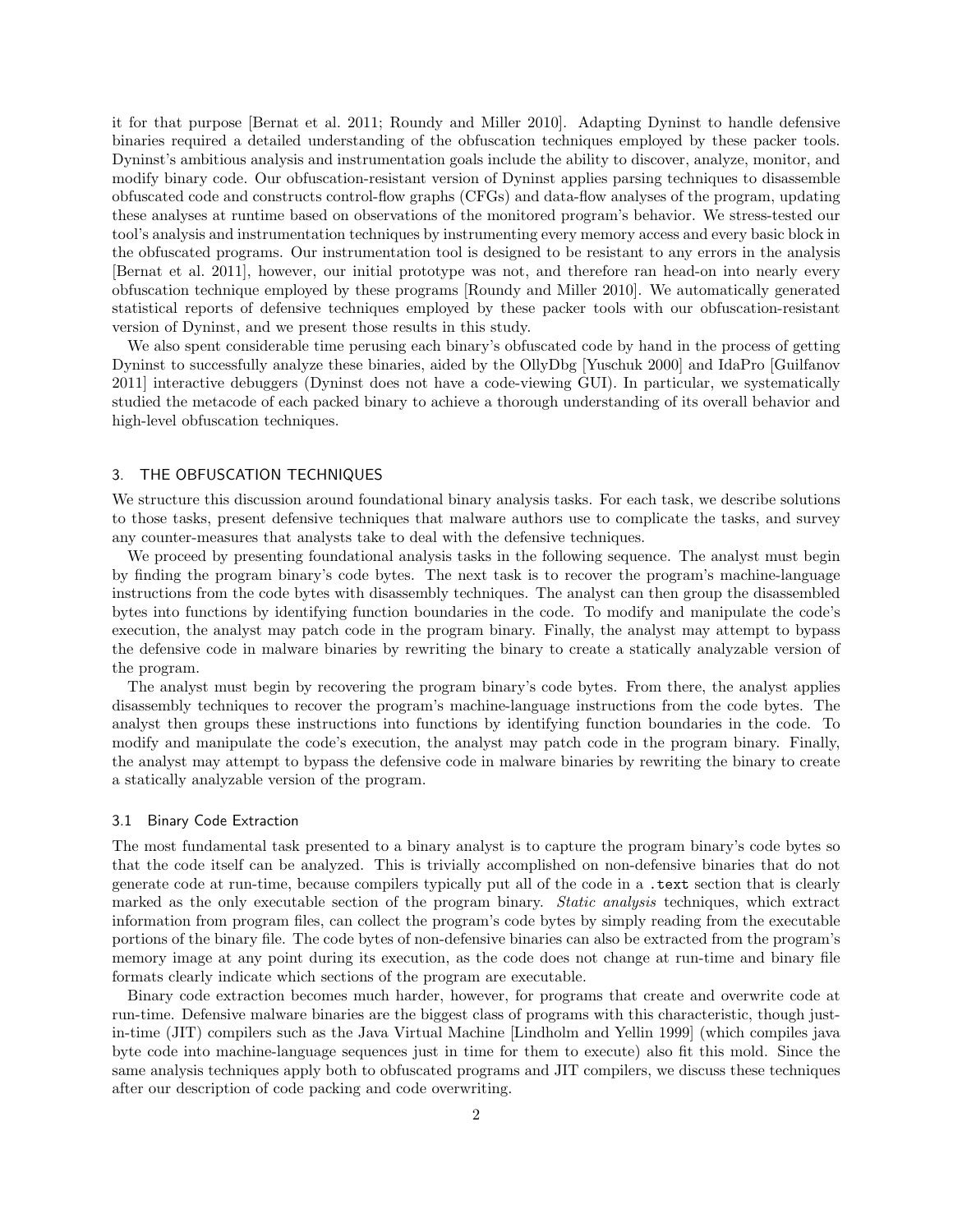it for that purpose [Bernat et al. 2011; Roundy and Miller 2010]. Adapting Dyninst to handle defensive binaries required a detailed understanding of the obfuscation techniques employed by these packer tools. Dyninst's ambitious analysis and instrumentation goals include the ability to discover, analyze, monitor, and modify binary code. Our obfuscation-resistant version of Dyninst applies parsing techniques to disassemble obfuscated code and constructs control-flow graphs (CFGs) and data-flow analyses of the program, updating these analyses at runtime based on observations of the monitored program's behavior. We stress-tested our tool's analysis and instrumentation techniques by instrumenting every memory access and every basic block in the obfuscated programs. Our instrumentation tool is designed to be resistant to any errors in the analysis [Bernat et al. 2011], however, our initial prototype was not, and therefore ran head-on into nearly every obfuscation technique employed by these programs [Roundy and Miller 2010]. We automatically generated statistical reports of defensive techniques employed by these packer tools with our obfuscation-resistant version of Dyninst, and we present those results in this study.

We also spent considerable time perusing each binary's obfuscated code by hand in the process of getting Dyninst to successfully analyze these binaries, aided by the OllyDbg [Yuschuk 2000] and IdaPro [Guilfanov 2011] interactive debuggers (Dyninst does not have a code-viewing GUI). In particular, we systematically studied the metacode of each packed binary to achieve a thorough understanding of its overall behavior and high-level obfuscation techniques.

## 3. THE OBFUSCATION TECHNIQUES

We structure this discussion around foundational binary analysis tasks. For each task, we describe solutions to those tasks, present defensive techniques that malware authors use to complicate the tasks, and survey any counter-measures that analysts take to deal with the defensive techniques.

We proceed by presenting foundational analysis tasks in the following sequence. The analyst must begin by finding the program binary's code bytes. The next task is to recover the program's machine-language instructions from the code bytes with disassembly techniques. The analyst can then group the disassembled bytes into functions by identifying function boundaries in the code. To modify and manipulate the code's execution, the analyst may patch code in the program binary. Finally, the analyst may attempt to bypass the defensive code in malware binaries by rewriting the binary to create a statically analyzable version of the program.

The analyst must begin by recovering the program binary's code bytes. From there, the analyst applies disassembly techniques to recover the program's machine-language instructions from the code bytes. The analyst then groups these instructions into functions by identifying function boundaries in the code. To modify and manipulate the code's execution, the analyst may patch code in the program binary. Finally, the analyst may attempt to bypass the defensive code in malware binaries by rewriting the binary to create a statically analyzable version of the program.

### 3.1 Binary Code Extraction

The most fundamental task presented to a binary analyst is to capture the program binary's code bytes so that the code itself can be analyzed. This is trivially accomplished on non-defensive binaries that do not generate code at run-time, because compilers typically put all of the code in a `.text` section that is clearly marked as the only executable section of the program binary. *Static analysis* techniques, which extract information from program files, can collect the program's code bytes by simply reading from the executable portions of the binary file. The code bytes of non-defensive binaries can also be extracted from the program's memory image at any point during its execution, as the code does not change at run-time and binary file formats clearly indicate which sections of the program are executable.

Binary code extraction becomes much harder, however, for programs that create and overwrite code at run-time. Defensive malware binaries are the biggest class of programs with this characteristic, though just-in-time (JIT) compilers such as the Java Virtual Machine [Lindholm and Yellin 1999] (which compiles java byte code into machine-language sequences just in time for them to execute) also fit this mold. Since the same analysis techniques apply both to obfuscated programs and JIT compilers, we discuss these techniques after our description of code packing and code overwriting.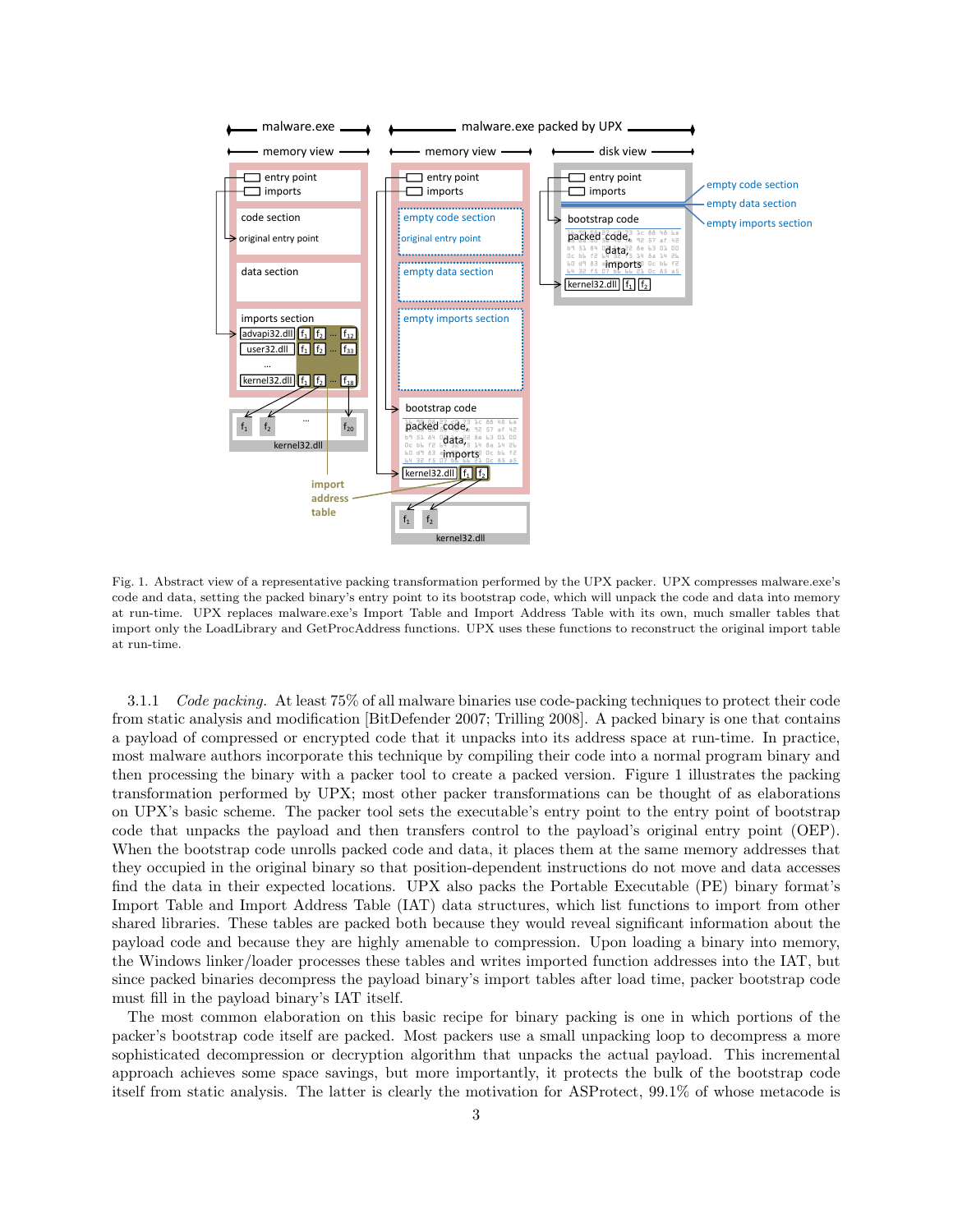Fig. 1. Abstract view of a representative packing transformation performed by the UPX packer. UPX compresses malware.exe's code and data, setting the packed binary's entry point to its bootstrap code, which will unpack the code and data into memory at run-time. UPX replaces malware.exe's Import Table and Import Address Table with its own, much smaller tables that import only the LoadLibrary and GetProcAddress functions. UPX uses these functions to reconstruct the original import table at run-time.

3.1.1 *Code packing.* At least 75% of all malware binaries use code-packing techniques to protect their code from static analysis and modification [BitDefender 2007; Trilling 2008]. A packed binary is one that contains a payload of compressed or encrypted code that it unpacks into its address space at run-time. In practice, most malware authors incorporate this technique by compiling their code into a normal program binary and then processing the binary with a packer tool to create a packed version. Figure 1 illustrates the packing transformation performed by UPX; most other packer transformations can be thought of as elaborations on UPX's basic scheme. The packer tool sets the executable's entry point to the entry point of bootstrap code that unpacks the payload and then transfers control to the payload's original entry point (OEP). When the bootstrap code unrolls packed code and data, it places them at the same memory addresses that they occupied in the original binary so that position-dependent instructions do not move and data accesses find the data in their expected locations. UPX also packs the Portable Executable (PE) binary format's Import Table and Import Address Table (IAT) data structures, which list functions to import from other shared libraries. These tables are packed both because they would reveal significant information about the payload code and because they are highly amenable to compression. Upon loading a binary into memory, the Windows linker/loader processes these tables and writes imported function addresses into the IAT, but since packed binaries decompress the payload binary's import tables after load time, packer bootstrap code must fill in the payload binary's IAT itself.

The most common elaboration on this basic recipe for binary packing is one in which portions of the packer's bootstrap code itself are packed. Most packers use a small unpacking loop to decompress a more sophisticated decompression or decryption algorithm that unpacks the actual payload. This incremental approach achieves some space savings, but more importantly, it protects the bulk of the bootstrap code itself from static analysis. The latter is clearly the motivation for ASProtect, 99.1% of whose metacode is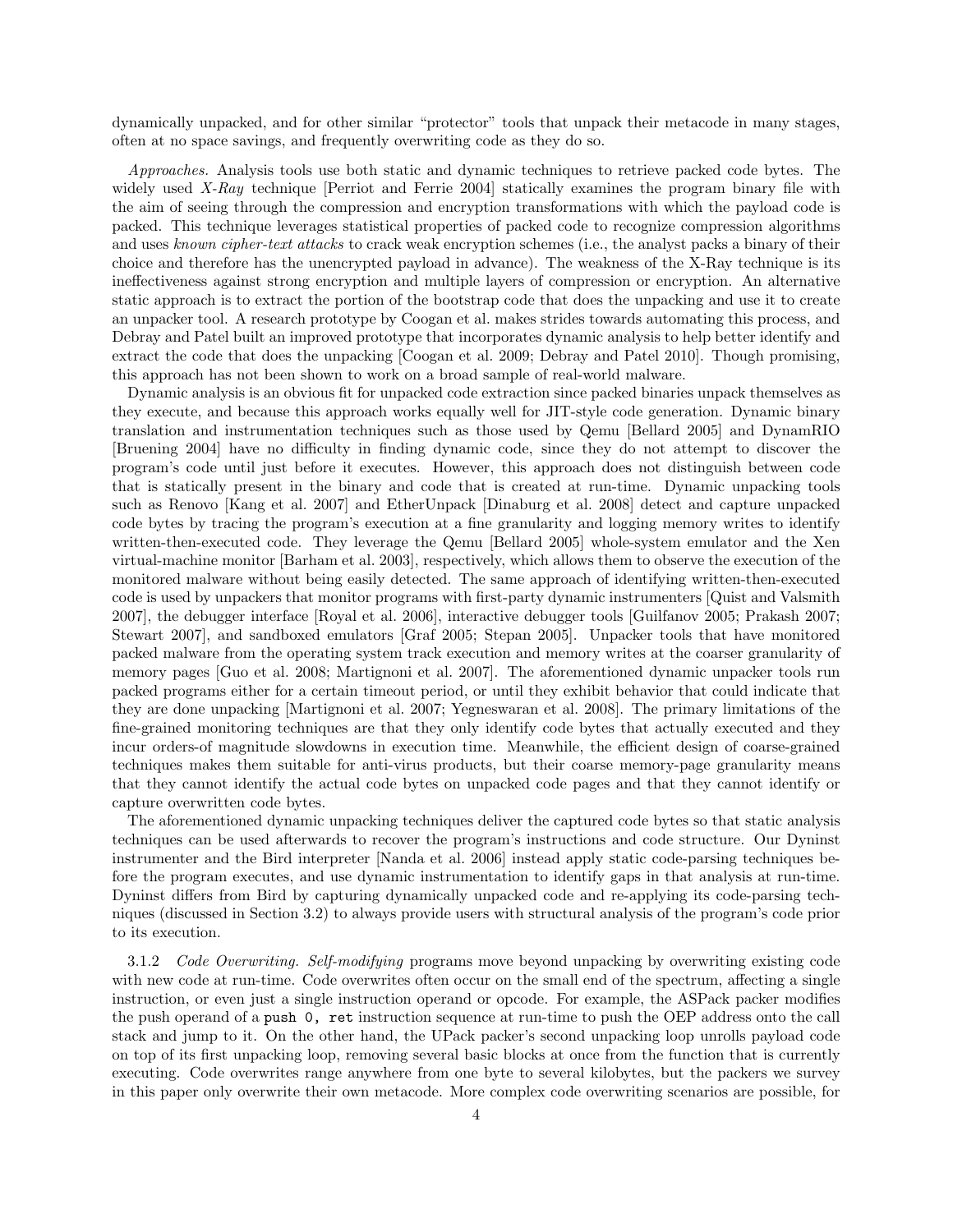dynamically unpacked, and for other similar "protector" tools that unpack their metacode in many stages, often at no space savings, and frequently overwriting code as they do so.

*Approaches.* Analysis tools use both static and dynamic techniques to retrieve packed code bytes. The widely used *X-Ray* technique [Perriot and Ferrie 2004] statically examines the program binary file with the aim of seeing through the compression and encryption transformations with which the payload code is packed. This technique leverages statistical properties of packed code to recognize compression algorithms and uses *known cipher-text attacks* to crack weak encryption schemes (i.e., the analyst packs a binary of their choice and therefore has the unencrypted payload in advance). The weakness of the X-Ray technique is its ineffectiveness against strong encryption and multiple layers of compression or encryption. An alternative static approach is to extract the portion of the bootstrap code that does the unpacking and use it to create an unpacker tool. A research prototype by Coogan et al. makes strides towards automating this process, and Debray and Patel built an improved prototype that incorporates dynamic analysis to help better identify and extract the code that does the unpacking [Coogan et al. 2009; Debray and Patel 2010]. Though promising, this approach has not been shown to work on a broad sample of real-world malware.

Dynamic analysis is an obvious fit for unpacked code extraction since packed binaries unpack themselves as they execute, and because this approach works equally well for JIT-style code generation. Dynamic binary translation and instrumentation techniques such as those used by Qemu [Bellard 2005] and DynamRIO [Bruening 2004] have no difficulty in finding dynamic code, since they do not attempt to discover the program's code until just before it executes. However, this approach does not distinguish between code that is statically present in the binary and code that is created at run-time. Dynamic unpacking tools such as Renovo [Kang et al. 2007] and EtherUnpack [Dinaburg et al. 2008] detect and capture unpacked code bytes by tracing the program's execution at a fine granularity and logging memory writes to identify written-then-executed code. They leverage the Qemu [Bellard 2005] whole-system emulator and the Xen virtual-machine monitor [Barham et al. 2003], respectively, which allows them to observe the execution of the monitored malware without being easily detected. The same approach of identifying written-then-executed code is used by unpackers that monitor programs with first-party dynamic instrumenters [Quist and Valsmith 2007], the debugger interface [Royal et al. 2006], interactive debugger tools [Guilfanov 2005; Prakash 2007; Stewart 2007], and sandboxed emulators [Graf 2005; Stepan 2005]. Unpacker tools that have monitored packed malware from the operating system track execution and memory writes at the coarser granularity of memory pages [Guo et al. 2008; Martignoni et al. 2007]. The aforementioned dynamic unpacker tools run packed programs either for a certain timeout period, or until they exhibit behavior that could indicate that they are done unpacking [Martignoni et al. 2007; Yegneswaran et al. 2008]. The primary limitations of the fine-grained monitoring techniques are that they only identify code bytes that actually executed and they incur orders-of magnitude slowdowns in execution time. Meanwhile, the efficient design of coarse-grained techniques makes them suitable for anti-virus products, but their coarse memory-page granularity means that they cannot identify the actual code bytes on unpacked code pages and that they cannot identify or capture overwritten code bytes.

The aforementioned dynamic unpacking techniques deliver the captured code bytes so that static analysis techniques can be used afterwards to recover the program's instructions and code structure. Our Dyninst instrumenter and the Bird interpreter [Nanda et al. 2006] instead apply static code-parsing techniques before the program executes, and use dynamic instrumentation to identify gaps in that analysis at run-time. Dyninst differs from Bird by capturing dynamically unpacked code and re-applying its code-parsing techniques (discussed in Section 3.2) to always provide users with structural analysis of the program's code prior to its execution.

3.1.2 *Code Overwriting. Self-modifying* programs move beyond unpacking by overwriting existing code with new code at run-time. Code overwrites often occur on the small end of the spectrum, affecting a single instruction, or even just a single instruction operand or opcode. For example, the ASPack packer modifies the push operand of a `push 0, ret` instruction sequence at run-time to push the OEP address onto the call stack and jump to it. On the other hand, the UPack packer's second unpacking loop unrolls payload code on top of its first unpacking loop, removing several basic blocks at once from the function that is currently executing. Code overwrites range anywhere from one byte to several kilobytes, but the packers we survey in this paper only overwrite their own metacode. More complex code overwriting scenarios are possible, for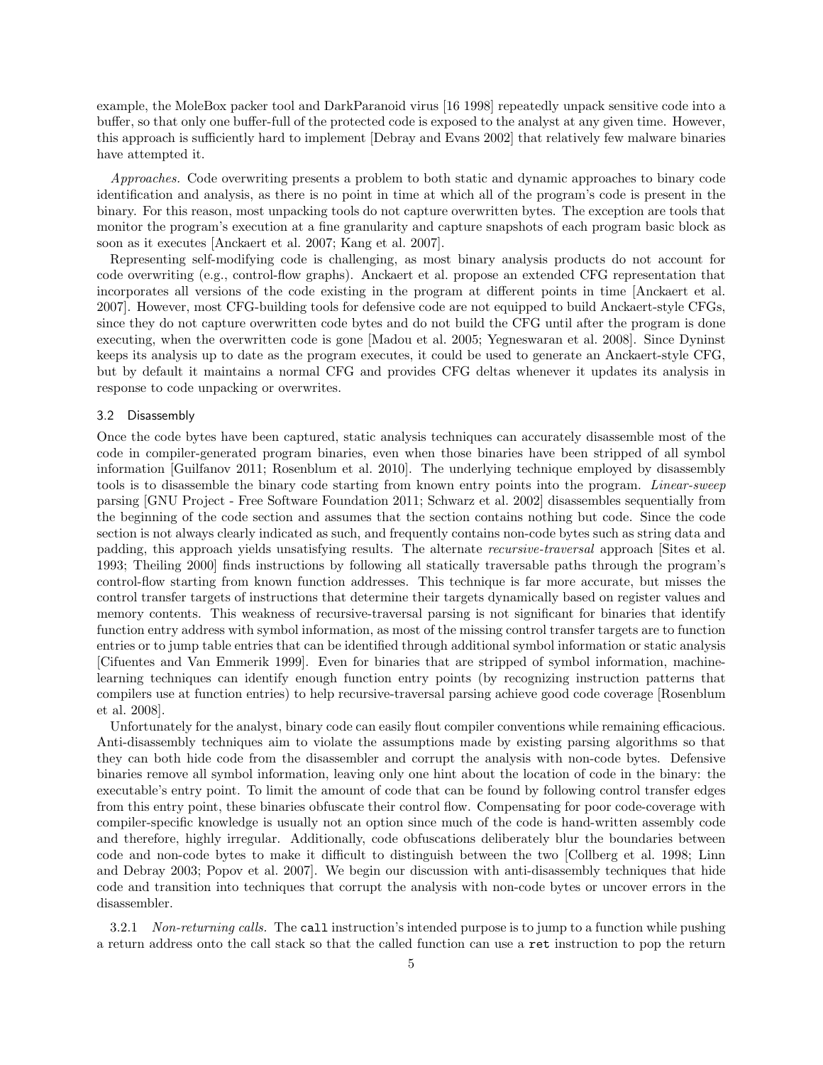example, the MoleBox packer tool and DarkParanoid virus [16 1998] repeatedly unpack sensitive code into a buffer, so that only one buffer-full of the protected code is exposed to the analyst at any given time. However, this approach is sufficiently hard to implement [Debray and Evans 2002] that relatively few malware binaries have attempted it.

*Approaches.* Code overwriting presents a problem to both static and dynamic approaches to binary code identification and analysis, as there is no point in time at which all of the program's code is present in the binary. For this reason, most unpacking tools do not capture overwritten bytes. The exception are tools that monitor the program's execution at a fine granularity and capture snapshots of each program basic block as soon as it executes [Anckaert et al. 2007; Kang et al. 2007].

Representing self-modifying code is challenging, as most binary analysis products do not account for code overwriting (e.g., control-flow graphs). Anckaert et al. propose an extended CFG representation that incorporates all versions of the code existing in the program at different points in time [Anckaert et al. 2007]. However, most CFG-building tools for defensive code are not equipped to build Anckaert-style CFGs, since they do not capture overwritten code bytes and do not build the CFG until after the program is done executing, when the overwritten code is gone [Madou et al. 2005; Yegneswaran et al. 2008]. Since Dyninst keeps its analysis up to date as the program executes, it could be used to generate an Anckaert-style CFG, but by default it maintains a normal CFG and provides CFG deltas whenever it updates its analysis in response to code unpacking or overwrites.

### 3.2 Disassembly

Once the code bytes have been captured, static analysis techniques can accurately disassemble most of the code in compiler-generated program binaries, even when those binaries have been stripped of all symbol information [Guilfanov 2011; Rosenblum et al. 2010]. The underlying technique employed by disassembly tools is to disassemble the binary code starting from known entry points into the program. *Linear-sweep* parsing [GNU Project - Free Software Foundation 2011; Schwarz et al. 2002] disassembles sequentially from the beginning of the code section and assumes that the section contains nothing but code. Since the code section is not always clearly indicated as such, and frequently contains non-code bytes such as string data and padding, this approach yields unsatisfying results. The alternate *recursive-traversal* approach [Sites et al. 1993; Theiling 2000] finds instructions by following all statically traversable paths through the program's control-flow starting from known function addresses. This technique is far more accurate, but misses the control transfer targets of instructions that determine their targets dynamically based on register values and memory contents. This weakness of recursive-traversal parsing is not significant for binaries that identify function entry address with symbol information, as most of the missing control transfer targets are to function entries or to jump table entries that can be identified through additional symbol information or static analysis [Cifuentes and Van Emmerik 1999]. Even for binaries that are stripped of symbol information, machine-learning techniques can identify enough function entry points (by recognizing instruction patterns that compilers use at function entries) to help recursive-traversal parsing achieve good code coverage [Rosenblum et al. 2008].

Unfortunately for the analyst, binary code can easily flout compiler conventions while remaining efficacious. Anti-disassembly techniques aim to violate the assumptions made by existing parsing algorithms so that they can both hide code from the disassembler and corrupt the analysis with non-code bytes. Defensive binaries remove all symbol information, leaving only one hint about the location of code in the binary: the executable's entry point. To limit the amount of code that can be found by following control transfer edges from this entry point, these binaries obfuscate their control flow. Compensating for poor code-coverage with compiler-specific knowledge is usually not an option since much of the code is hand-written assembly code and therefore, highly irregular. Additionally, code obfuscations deliberately blur the boundaries between code and non-code bytes to make it difficult to distinguish between the two [Collberg et al. 1998; Linn and Debray 2003; Popov et al. 2007]. We begin our discussion with anti-disassembly techniques that hide code and transition into techniques that corrupt the analysis with non-code bytes or uncover errors in the disassembler.

3.2.1 *Non-returning calls.* The `call` instruction's intended purpose is to jump to a function while pushing a return address onto the call stack so that the called function can use a `ret` instruction to pop the return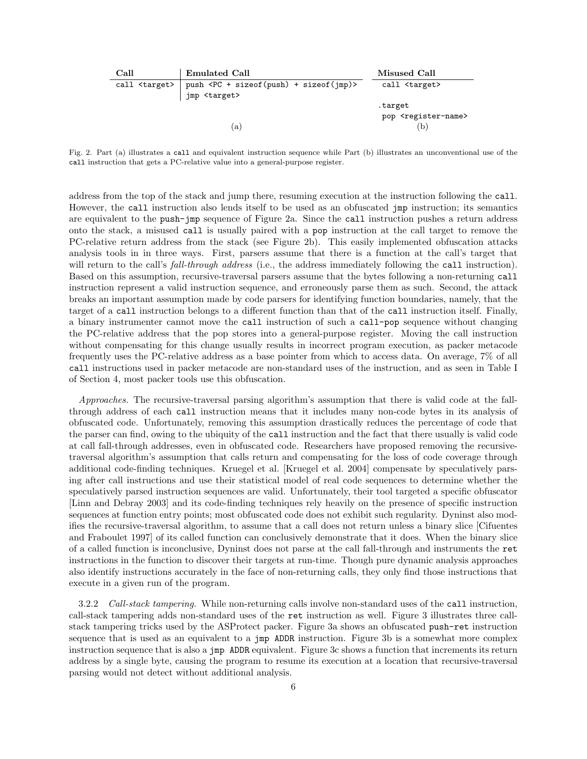| Call | Emulated Call | Misused Call |
| --- | --- | --- |
| `call <target>` | `push <PC + sizeof(push) + sizeof(jmp)>`<br>`jmp <target>` | `call <target>`<br><br>`.target`<br>`pop <register-name>` |
| | (a) | (b) |

Fig. 2. Part (a) illustrates a `call` and equivalent instruction sequence while Part (b) illustrates an unconventional use of the `call` instruction that gets a PC-relative value into a general-purpose register.

address from the top of the stack and jump there, resuming execution at the instruction following the `call`. However, the `call` instruction also lends itself to be used as an obfuscated `jmp` instruction; its semantics are equivalent to the `push-jmp` sequence of Figure 2a. Since the `call` instruction pushes a return address onto the stack, a misused `call` is usually paired with a `pop` instruction at the call target to remove the PC-relative return address from the stack (see Figure 2b). This easily implemented obfuscation attacks analysis tools in in three ways. First, parsers assume that there is a function at the call's target that will return to the call's *fall-through address* (i.e., the address immediately following the `call` instruction). Based on this assumption, recursive-traversal parsers assume that the bytes following a non-returning `call` instruction represent a valid instruction sequence, and erroneously parse them as such. Second, the attack breaks an important assumption made by code parsers for identifying function boundaries, namely, that the target of a `call` instruction belongs to a different function than that of the `call` instruction itself. Finally, a binary instrumenter cannot move the `call` instruction of such a `call-pop` sequence without changing the PC-relative address that the pop stores into a general-purpose register. Moving the call instruction without compensating for this change usually results in incorrect program execution, as packer metacode frequently uses the PC-relative address as a base pointer from which to access data. On average, 7% of all `call` instructions used in packer metacode are non-standard uses of the instruction, and as seen in Table I of Section 4, most packer tools use this obfuscation.

*Approaches.* The recursive-traversal parsing algorithm's assumption that there is valid code at the fall-through address of each `call` instruction means that it includes many non-code bytes in its analysis of obfuscated code. Unfortunately, removing this assumption drastically reduces the percentage of code that the parser can find, owing to the ubiquity of the `call` instruction and the fact that there usually is valid code at call fall-through addresses, even in obfuscated code. Researchers have proposed removing the recursive-traversal algorithm's assumption that calls return and compensating for the loss of code coverage through additional code-finding techniques. Kruegel et al. [Kruegel et al. 2004] compensate by speculatively parsing after call instructions and use their statistical model of real code sequences to determine whether the speculatively parsed instruction sequences are valid. Unfortunately, their tool targeted a specific obfuscator [Linn and Debray 2003] and its code-finding techniques rely heavily on the presence of specific instruction sequences at function entry points; most obfuscated code does not exhibit such regularity. Dyninst also modifies the recursive-traversal algorithm, to assume that a call does not return unless a binary slice [Cifuentes and Fraboulet 1997] of its called function can conclusively demonstrate that it does. When the binary slice of a called function is inconclusive, Dyninst does not parse at the call fall-through and instruments the `ret` instructions in the function to discover their targets at run-time. Though pure dynamic analysis approaches also identify instructions accurately in the face of non-returning calls, they only find those instructions that execute in a given run of the program.

3.2.2 *Call-stack tampering.* While non-returning calls involve non-standard uses of the `call` instruction, call-stack tampering adds non-standard uses of the `ret` instruction as well. Figure 3 illustrates three call-stack tampering tricks used by the ASProtect packer. Figure 3a shows an obfuscated `push-ret` instruction sequence that is used as an equivalent to a `jmp ADDR` instruction. Figure 3b is a somewhat more complex instruction sequence that is also a `jmp ADDR` equivalent. Figure 3c shows a function that increments its return address by a single byte, causing the program to resume its execution at a location that recursive-traversal parsing would not detect without additional analysis.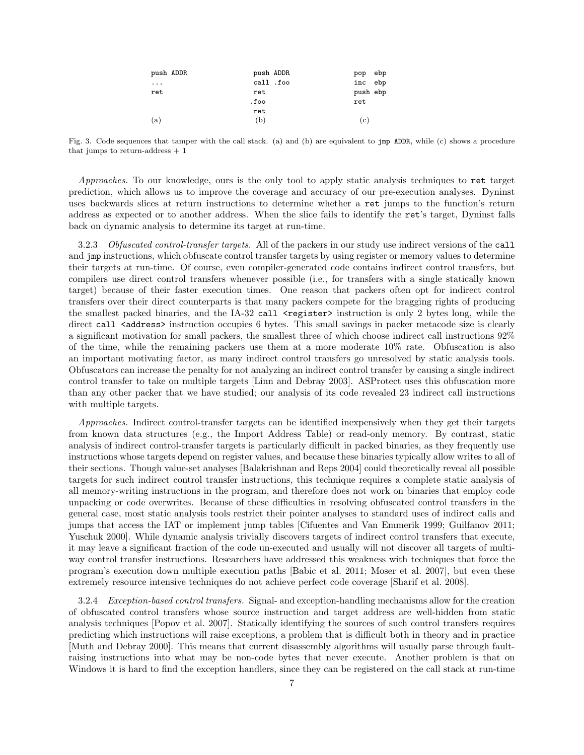```
push ADDR          push ADDR          pop  ebp
...                call .foo          inc  ebp
ret                ret                push ebp
                   .foo               ret
                   ret
(a)                (b)                (c)
```

Fig. 3. Code sequences that tamper with the call stack. (a) and (b) are equivalent to `jmp ADDR`, while (c) shows a procedure that jumps to return-address + 1

*Approaches.* To our knowledge, ours is the only tool to apply static analysis techniques to `ret` target prediction, which allows us to improve the coverage and accuracy of our pre-execution analyses. Dyninst uses backwards slices at return instructions to determine whether a `ret` jumps to the function's return address as expected or to another address. When the slice fails to identify the `ret`'s target, Dyninst falls back on dynamic analysis to determine its target at run-time.

3.2.3 *Obfuscated control-transfer targets.* All of the packers in our study use indirect versions of the `call` and `jmp` instructions, which obfuscate control transfer targets by using register or memory values to determine their targets at run-time. Of course, even compiler-generated code contains indirect control transfers, but compilers use direct control transfers whenever possible (i.e., for transfers with a single statically known target) because of their faster execution times. One reason that packers often opt for indirect control transfers over their direct counterparts is that many packers compete for the bragging rights of producing the smallest packed binaries, and the IA-32 `call <register>` instruction is only 2 bytes long, while the direct `call <address>` instruction occupies 6 bytes. This small savings in packer metacode size is clearly a significant motivation for small packers, the smallest three of which choose indirect call instructions 92% of the time, while the remaining packers use them at a more moderate 10% rate. Obfuscation is also an important motivating factor, as many indirect control transfers go unresolved by static analysis tools. Obfuscators can increase the penalty for not analyzing an indirect control transfer by causing a single indirect control transfer to take on multiple targets [Linn and Debray 2003]. ASProtect uses this obfuscation more than any other packer that we have studied; our analysis of its code revealed 23 indirect call instructions with multiple targets.

*Approaches.* Indirect control-transfer targets can be identified inexpensively when they get their targets from known data structures (e.g., the Import Address Table) or read-only memory. By contrast, static analysis of indirect control-transfer targets is particularly difficult in packed binaries, as they frequently use instructions whose targets depend on register values, and because these binaries typically allow writes to all of their sections. Though value-set analyses [Balakrishnan and Reps 2004] could theoretically reveal all possible targets for such indirect control transfer instructions, this technique requires a complete static analysis of all memory-writing instructions in the program, and therefore does not work on binaries that employ code unpacking or code overwrites. Because of these difficulties in resolving obfuscated control transfers in the general case, most static analysis tools restrict their pointer analyses to standard uses of indirect calls and jumps that access the IAT or implement jump tables [Cifuentes and Van Emmerik 1999; Guilfanov 2011; Yuschuk 2000]. While dynamic analysis trivially discovers targets of indirect control transfers that execute, it may leave a significant fraction of the code un-executed and usually will not discover all targets of multi-way control transfer instructions. Researchers have addressed this weakness with techniques that force the program's execution down multiple execution paths [Babic et al. 2011; Moser et al. 2007], but even these extremely resource intensive techniques do not achieve perfect code coverage [Sharif et al. 2008].

3.2.4 *Exception-based control transfers.* Signal- and exception-handling mechanisms allow for the creation of obfuscated control transfers whose source instruction and target address are well-hidden from static analysis techniques [Popov et al. 2007]. Statically identifying the sources of such control transfers requires predicting which instructions will raise exceptions, a problem that is difficult both in theory and in practice [Muth and Debray 2000]. This means that current disassembly algorithms will usually parse through fault-raising instructions into what may be non-code bytes that never execute. Another problem is that on Windows it is hard to find the exception handlers, since they can be registered on the call stack at run-time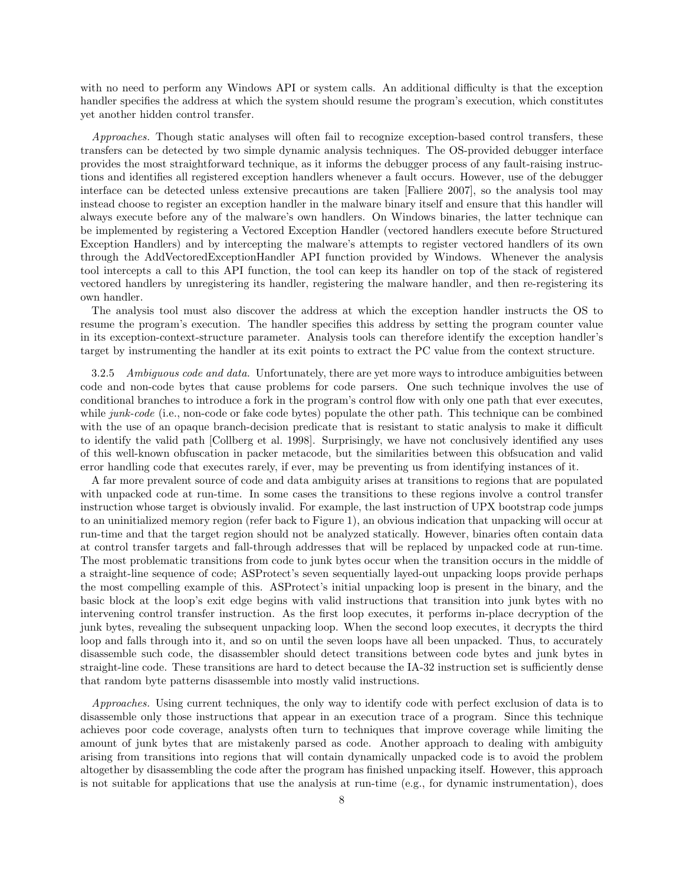with no need to perform any Windows API or system calls. An additional difficulty is that the exception handler specifies the address at which the system should resume the program's execution, which constitutes yet another hidden control transfer.

*Approaches.* Though static analyses will often fail to recognize exception-based control transfers, these transfers can be detected by two simple dynamic analysis techniques. The OS-provided debugger interface provides the most straightforward technique, as it informs the debugger process of any fault-raising instructions and identifies all registered exception handlers whenever a fault occurs. However, use of the debugger interface can be detected unless extensive precautions are taken [Falliere 2007], so the analysis tool may instead choose to register an exception handler in the malware binary itself and ensure that this handler will always execute before any of the malware's own handlers. On Windows binaries, the latter technique can be implemented by registering a Vectored Exception Handler (vectored handlers execute before Structured Exception Handlers) and by intercepting the malware's attempts to register vectored handlers of its own through the AddVectoredExceptionHandler API function provided by Windows. Whenever the analysis tool intercepts a call to this API function, the tool can keep its handler on top of the stack of registered vectored handlers by unregistering its handler, registering the malware handler, and then re-registering its own handler.

The analysis tool must also discover the address at which the exception handler instructs the OS to resume the program's execution. The handler specifies this address by setting the program counter value in its exception-context-structure parameter. Analysis tools can therefore identify the exception handler's target by instrumenting the handler at its exit points to extract the PC value from the context structure.

3.2.5 *Ambiguous code and data.* Unfortunately, there are yet more ways to introduce ambiguities between code and non-code bytes that cause problems for code parsers. One such technique involves the use of conditional branches to introduce a fork in the program's control flow with only one path that ever executes, while *junk-code* (i.e., non-code or fake code bytes) populate the other path. This technique can be combined with the use of an opaque branch-decision predicate that is resistant to static analysis to make it difficult to identify the valid path [Collberg et al. 1998]. Surprisingly, we have not conclusively identified any uses of this well-known obfuscation in packer metacode, but the similarities between this obfsucation and valid error handling code that executes rarely, if ever, may be preventing us from identifying instances of it.

A far more prevalent source of code and data ambiguity arises at transitions to regions that are populated with unpacked code at run-time. In some cases the transitions to these regions involve a control transfer instruction whose target is obviously invalid. For example, the last instruction of UPX bootstrap code jumps to an uninitialized memory region (refer back to Figure 1), an obvious indication that unpacking will occur at run-time and that the target region should not be analyzed statically. However, binaries often contain data at control transfer targets and fall-through addresses that will be replaced by unpacked code at run-time. The most problematic transitions from code to junk bytes occur when the transition occurs in the middle of a straight-line sequence of code; ASProtect's seven sequentially layed-out unpacking loops provide perhaps the most compelling example of this. ASProtect's initial unpacking loop is present in the binary, and the basic block at the loop's exit edge begins with valid instructions that transition into junk bytes with no intervening control transfer instruction. As the first loop executes, it performs in-place decryption of the junk bytes, revealing the subsequent unpacking loop. When the second loop executes, it decrypts the third loop and falls through into it, and so on until the seven loops have all been unpacked. Thus, to accurately disassemble such code, the disassembler should detect transitions between code bytes and junk bytes in straight-line code. These transitions are hard to detect because the IA-32 instruction set is sufficiently dense that random byte patterns disassemble into mostly valid instructions.

*Approaches.* Using current techniques, the only way to identify code with perfect exclusion of data is to disassemble only those instructions that appear in an execution trace of a program. Since this technique achieves poor code coverage, analysts often turn to techniques that improve coverage while limiting the amount of junk bytes that are mistakenly parsed as code. Another approach to dealing with ambiguity arising from transitions into regions that will contain dynamically unpacked code is to avoid the problem altogether by disassembling the code after the program has finished unpacking itself. However, this approach is not suitable for applications that use the analysis at run-time (e.g., for dynamic instrumentation), does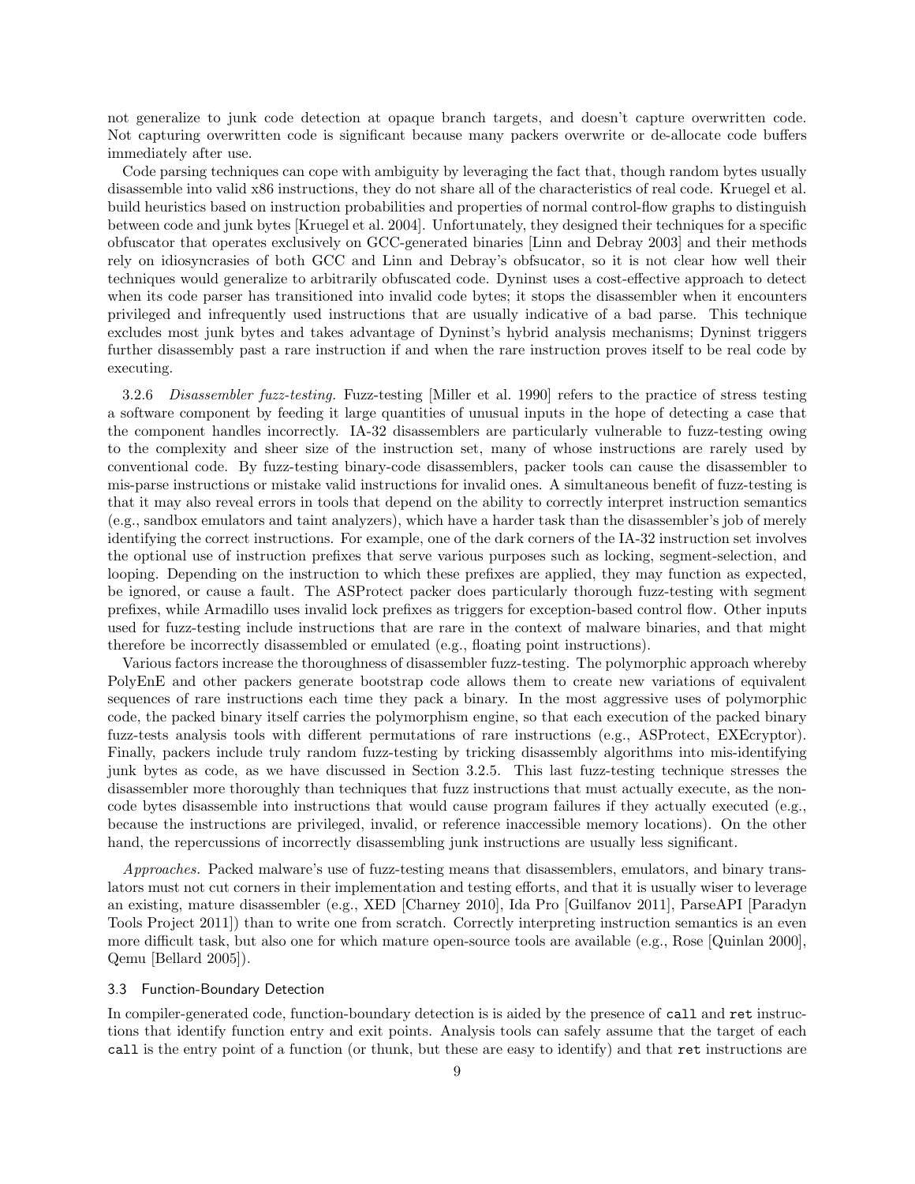not generalize to junk code detection at opaque branch targets, and doesn't capture overwritten code. Not capturing overwritten code is significant because many packers overwrite or de-allocate code buffers immediately after use.

Code parsing techniques can cope with ambiguity by leveraging the fact that, though random bytes usually disassemble into valid x86 instructions, they do not share all of the characteristics of real code. Kruegel et al. build heuristics based on instruction probabilities and properties of normal control-flow graphs to distinguish between code and junk bytes [Kruegel et al. 2004]. Unfortunately, they designed their techniques for a specific obfuscator that operates exclusively on GCC-generated binaries [Linn and Debray 2003] and their methods rely on idiosyncrasies of both GCC and Linn and Debray's obfsucator, so it is not clear how well their techniques would generalize to arbitrarily obfuscated code. Dyninst uses a cost-effective approach to detect when its code parser has transitioned into invalid code bytes; it stops the disassembler when it encounters privileged and infrequently used instructions that are usually indicative of a bad parse. This technique excludes most junk bytes and takes advantage of Dyninst's hybrid analysis mechanisms; Dyninst triggers further disassembly past a rare instruction if and when the rare instruction proves itself to be real code by executing.

3.2.6 *Disassembler fuzz-testing.* Fuzz-testing [Miller et al. 1990] refers to the practice of stress testing a software component by feeding it large quantities of unusual inputs in the hope of detecting a case that the component handles incorrectly. IA-32 disassemblers are particularly vulnerable to fuzz-testing owing to the complexity and sheer size of the instruction set, many of whose instructions are rarely used by conventional code. By fuzz-testing binary-code disassemblers, packer tools can cause the disassembler to mis-parse instructions or mistake valid instructions for invalid ones. A simultaneous benefit of fuzz-testing is that it may also reveal errors in tools that depend on the ability to correctly interpret instruction semantics (e.g., sandbox emulators and taint analyzers), which have a harder task than the disassembler's job of merely identifying the correct instructions. For example, one of the dark corners of the IA-32 instruction set involves the optional use of instruction prefixes that serve various purposes such as locking, segment-selection, and looping. Depending on the instruction to which these prefixes are applied, they may function as expected, be ignored, or cause a fault. The ASProtect packer does particularly thorough fuzz-testing with segment prefixes, while Armadillo uses invalid lock prefixes as triggers for exception-based control flow. Other inputs used for fuzz-testing include instructions that are rare in the context of malware binaries, and that might therefore be incorrectly disassembled or emulated (e.g., floating point instructions).

Various factors increase the thoroughness of disassembler fuzz-testing. The polymorphic approach whereby PolyEnE and other packers generate bootstrap code allows them to create new variations of equivalent sequences of rare instructions each time they pack a binary. In the most aggressive uses of polymorphic code, the packed binary itself carries the polymorphism engine, so that each execution of the packed binary fuzz-tests analysis tools with different permutations of rare instructions (e.g., ASProtect, EXEcryptor). Finally, packers include truly random fuzz-testing by tricking disassembly algorithms into mis-identifying junk bytes as code, as we have discussed in Section 3.2.5. This last fuzz-testing technique stresses the disassembler more thoroughly than techniques that fuzz instructions that must actually execute, as the non-code bytes disassemble into instructions that would cause program failures if they actually executed (e.g., because the instructions are privileged, invalid, or reference inaccessible memory locations). On the other hand, the repercussions of incorrectly disassembling junk instructions are usually less significant.

*Approaches.* Packed malware's use of fuzz-testing means that disassemblers, emulators, and binary translators must not cut corners in their implementation and testing efforts, and that it is usually wiser to leverage an existing, mature disassembler (e.g., XED [Charney 2010], Ida Pro [Guilfanov 2011], ParseAPI [Paradyn Tools Project 2011]) than to write one from scratch. Correctly interpreting instruction semantics is an even more difficult task, but also one for which mature open-source tools are available (e.g., Rose [Quinlan 2000], Qemu [Bellard 2005]).

### 3.3 Function-Boundary Detection

In compiler-generated code, function-boundary detection is is aided by the presence of `call` and `ret` instructions that identify function entry and exit points. Analysis tools can safely assume that the target of each `call` is the entry point of a function (or thunk, but these are easy to identify) and that `ret` instructions are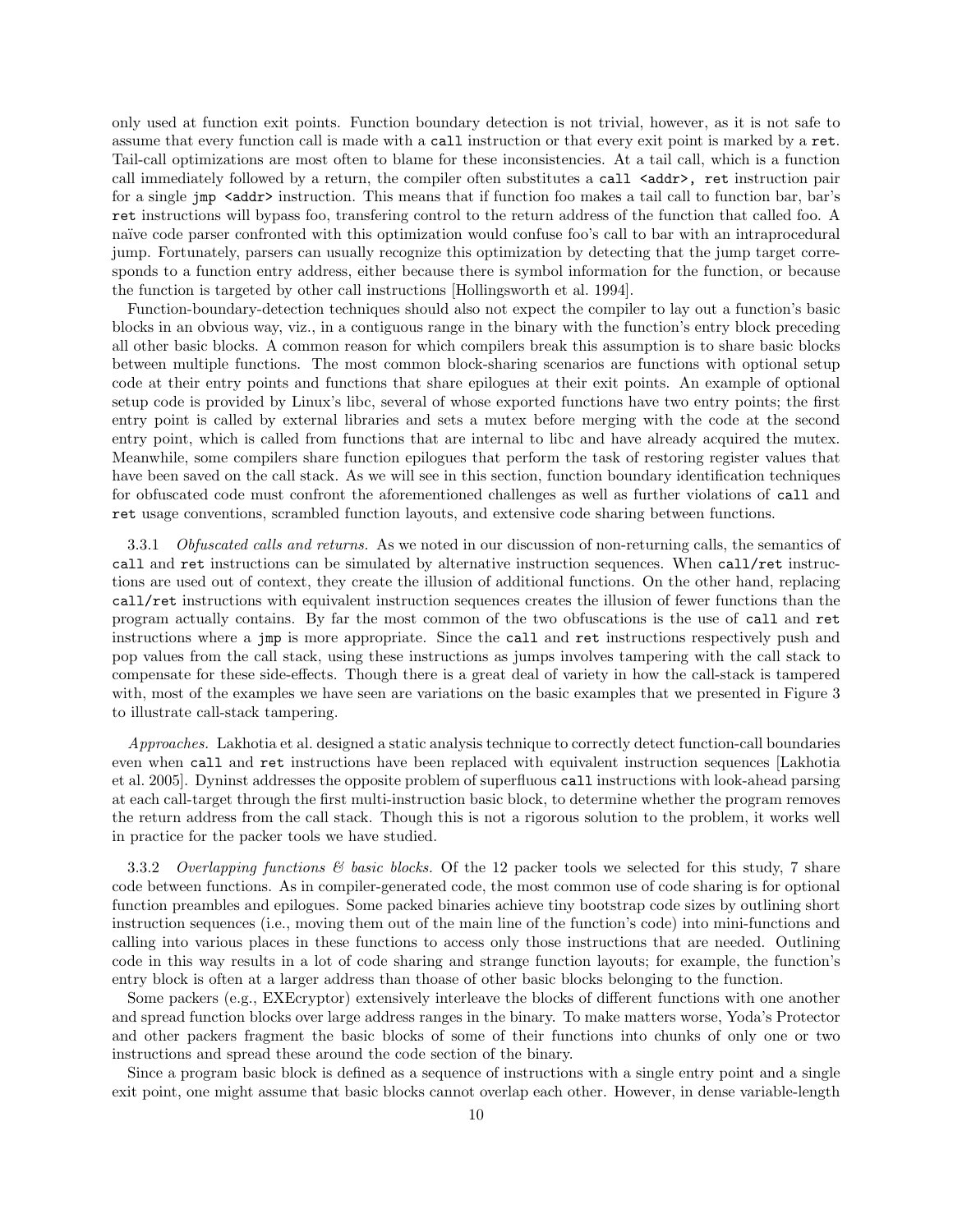only used at function exit points. Function boundary detection is not trivial, however, as it is not safe to assume that every function call is made with a `call` instruction or that every exit point is marked by a `ret`. Tail-call optimizations are most often to blame for these inconsistencies. At a tail call, which is a function call immediately followed by a return, the compiler often substitutes a `call <addr>, ret` instruction pair for a single `jmp <addr>` instruction. This means that if function foo makes a tail call to function bar, bar's `ret` instructions will bypass foo, transfering control to the return address of the function that called foo. A naïve code parser confronted with this optimization would confuse foo's call to bar with an intraprocedural jump. Fortunately, parsers can usually recognize this optimization by detecting that the jump target corresponds to a function entry address, either because there is symbol information for the function, or because the function is targeted by other call instructions [Hollingsworth et al. 1994].

Function-boundary-detection techniques should also not expect the compiler to lay out a function's basic blocks in an obvious way, viz., in a contiguous range in the binary with the function's entry block preceding all other basic blocks. A common reason for which compilers break this assumption is to share basic blocks between multiple functions. The most common block-sharing scenarios are functions with optional setup code at their entry points and functions that share epilogues at their exit points. An example of optional setup code is provided by Linux's libc, several of whose exported functions have two entry points; the first entry point is called by external libraries and sets a mutex before merging with the code at the second entry point, which is called from functions that are internal to libc and have already acquired the mutex. Meanwhile, some compilers share function epilogues that perform the task of restoring register values that have been saved on the call stack. As we will see in this section, function boundary identification techniques for obfuscated code must confront the aforementioned challenges as well as further violations of `call` and `ret` usage conventions, scrambled function layouts, and extensive code sharing between functions.

3.3.1 *Obfuscated calls and returns.* As we noted in our discussion of non-returning calls, the semantics of `call` and `ret` instructions can be simulated by alternative instruction sequences. When `call`/`ret` instructions are used out of context, they create the illusion of additional functions. On the other hand, replacing `call`/`ret` instructions with equivalent instruction sequences creates the illusion of fewer functions than the program actually contains. By far the most common of the two obfuscations is the use of `call` and `ret` instructions where a `jmp` is more appropriate. Since the `call` and `ret` instructions respectively push and pop values from the call stack, using these instructions as jumps involves tampering with the call stack to compensate for these side-effects. Though there is a great deal of variety in how the call-stack is tampered with, most of the examples we have seen are variations on the basic examples that we presented in Figure 3 to illustrate call-stack tampering.

*Approaches.* Lakhotia et al. designed a static analysis technique to correctly detect function-call boundaries even when `call` and `ret` instructions have been replaced with equivalent instruction sequences [Lakhotia et al. 2005]. Dyninst addresses the opposite problem of superfluous `call` instructions with look-ahead parsing at each call-target through the first multi-instruction basic block, to determine whether the program removes the return address from the call stack. Though this is not a rigorous solution to the problem, it works well in practice for the packer tools we have studied.

3.3.2 *Overlapping functions & basic blocks.* Of the 12 packer tools we selected for this study, 7 share code between functions. As in compiler-generated code, the most common use of code sharing is for optional function preambles and epilogues. Some packed binaries achieve tiny bootstrap code sizes by outlining short instruction sequences (i.e., moving them out of the main line of the function's code) into mini-functions and calling into various places in these functions to access only those instructions that are needed. Outlining code in this way results in a lot of code sharing and strange function layouts; for example, the function's entry block is often at a larger address than thoase of other basic blocks belonging to the function.

Some packers (e.g., EXEcryptor) extensively interleave the blocks of different functions with one another and spread function blocks over large address ranges in the binary. To make matters worse, Yoda's Protector and other packers fragment the basic blocks of some of their functions into chunks of only one or two instructions and spread these around the code section of the binary.

Since a program basic block is defined as a sequence of instructions with a single entry point and a single exit point, one might assume that basic blocks cannot overlap each other. However, in dense variable-length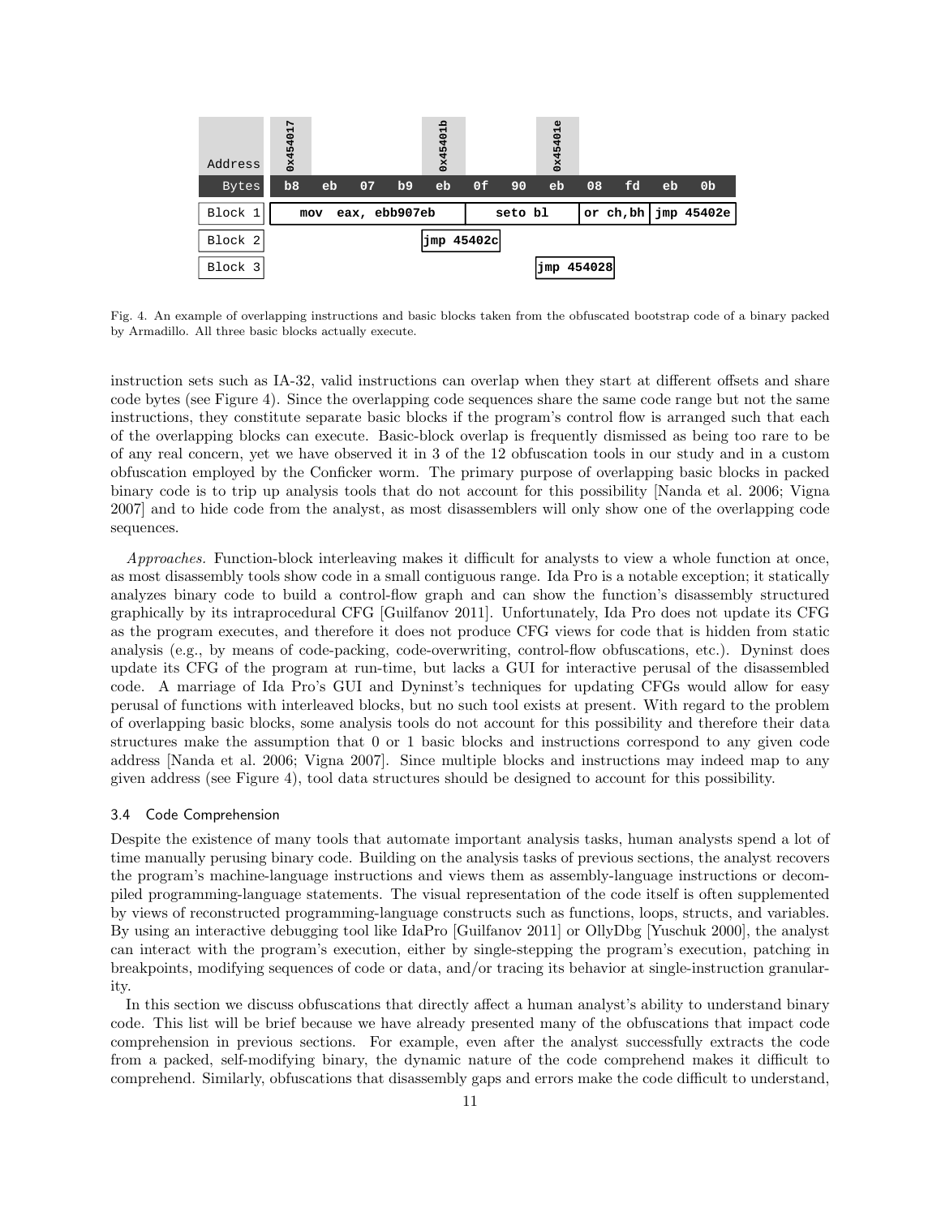| Address | 0x454017 | | | | 0x45401b | | | 0x45401e | | | | |
|---|---|---|---|---|---|---|---|---|---|---|---|---|
| Bytes | b8 | eb | 07 | b9 | eb | 0f | 90 | eb | 08 | fd | eb | 0b |
| Block 1 | mov eax, ebb907eb | | | | | seto bl | | | or ch,bh | | jmp 45402e | |
| Block 2 | | | | | jmp 45402c | | | | | | | |
| Block 3 | | | | | | | | jmp 454028 | | | | |

Fig. 4. An example of overlapping instructions and basic blocks taken from the obfuscated bootstrap code of a binary packed by Armadillo. All three basic blocks actually execute.

instruction sets such as IA-32, valid instructions can overlap when they start at different offsets and share code bytes (see Figure 4). Since the overlapping code sequences share the same code range but not the same instructions, they constitute separate basic blocks if the program's control flow is arranged such that each of the overlapping blocks can execute. Basic-block overlap is frequently dismissed as being too rare to be of any real concern, yet we have observed it in 3 of the 12 obfuscation tools in our study and in a custom obfuscation employed by the Conficker worm. The primary purpose of overlapping basic blocks in packed binary code is to trip up analysis tools that do not account for this possibility [Nanda et al. 2006; Vigna 2007] and to hide code from the analyst, as most disassemblers will only show one of the overlapping code sequences.

*Approaches.* Function-block interleaving makes it difficult for analysts to view a whole function at once, as most disassembly tools show code in a small contiguous range. Ida Pro is a notable exception; it statically analyzes binary code to build a control-flow graph and can show the function's disassembly structured graphically by its intraprocedural CFG [Guilfanov 2011]. Unfortunately, Ida Pro does not update its CFG as the program executes, and therefore it does not produce CFG views for code that is hidden from static analysis (e.g., by means of code-packing, code-overwriting, control-flow obfuscations, etc.). Dyninst does update its CFG of the program at run-time, but lacks a GUI for interactive perusal of the disassembled code. A marriage of Ida Pro's GUI and Dyninst's techniques for updating CFGs would allow for easy perusal of functions with interleaved blocks, but no such tool exists at present. With regard to the problem of overlapping basic blocks, some analysis tools do not account for this possibility and therefore their data structures make the assumption that 0 or 1 basic blocks and instructions correspond to any given code address [Nanda et al. 2006; Vigna 2007]. Since multiple blocks and instructions may indeed map to any given address (see Figure 4), tool data structures should be designed to account for this possibility.

### 3.4 Code Comprehension

Despite the existence of many tools that automate important analysis tasks, human analysts spend a lot of time manually perusing binary code. Building on the analysis tasks of previous sections, the analyst recovers the program's machine-language instructions and views them as assembly-language instructions or decompiled programming-language statements. The visual representation of the code itself is often supplemented by views of reconstructed programming-language constructs such as functions, loops, structs, and variables. By using an interactive debugging tool like IdaPro [Guilfanov 2011] or OllyDbg [Yuschuk 2000], the analyst can interact with the program's execution, either by single-stepping the program's execution, patching in breakpoints, modifying sequences of code or data, and/or tracing its behavior at single-instruction granularity.

In this section we discuss obfuscations that directly affect a human analyst's ability to understand binary code. This list will be brief because we have already presented many of the obfuscations that impact code comprehension in previous sections. For example, even after the analyst successfully extracts the code from a packed, self-modifying binary, the dynamic nature of the code comprehend makes it difficult to comprehend. Similarly, obfuscations that disassembly gaps and errors make the code difficult to understand,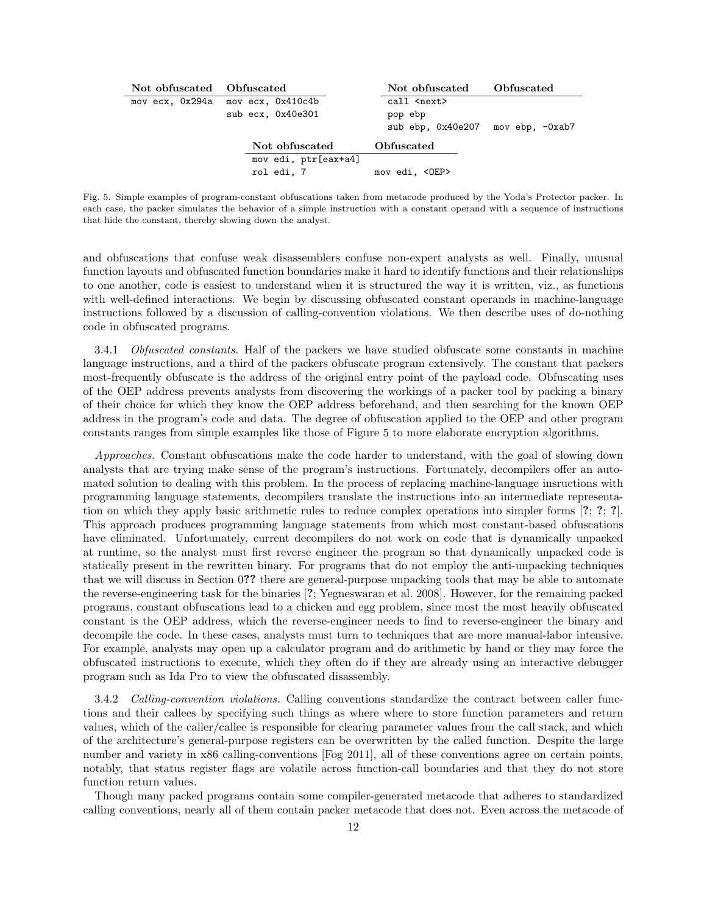| Not obfuscated | Obfuscated |
|---|---|
| `mov ecx, 0x294a` | `mov ecx, 0x410c4b` |
| | `sub ecx, 0x40e301` |

| Not obfuscated | Obfuscated |
|---|---|
| `call <next>` | |
| `pop ebp` | |
| `sub ebp, 0x40e207` | `mov ebp, -0xab7` |

| Not obfuscated | Obfuscated |
|---|---|
| `mov edi, ptr[eax+a4]` | |
| `rol edi, 7` | `mov edi, <OEP>` |

Fig. 5. Simple examples of program-constant obfuscations taken from metacode produced by the Yoda's Protector packer. In each case, the packer simulates the behavior of a simple instruction with a constant operand with a sequence of instructions that hide the constant, thereby slowing down the analyst.

and obfuscations that confuse weak disassemblers confuse non-expert analysts as well. Finally, unusual function layouts and obfuscated function boundaries make it hard to identify functions and their relationships to one another, code is easiest to understand when it is structured the way it is written, viz., as functions with well-defined interactions. We begin by discussing obfuscated constant operands in machine-language instructions followed by a discussion of calling-convention violations. We then describe uses of do-nothing code in obfuscated programs.

3.4.1 *Obfuscated constants.* Half of the packers we have studied obfuscate some constants in machine language instructions, and a third of the packers obfuscate program extensively. The constant that packers most-frequently obfuscate is the address of the original entry point of the payload code. Obfuscating uses of the OEP address prevents analysts from discovering the workings of a packer tool by packing a binary of their choice for which they know the OEP address beforehand, and then searching for the known OEP address in the program's code and data. The degree of obfuscation applied to the OEP and other program constants ranges from simple examples like those of Figure 5 to more elaborate encryption algorithms.

*Approaches.* Constant obfuscations make the code harder to understand, with the goal of slowing down analysts that are trying make sense of the program's instructions. Fortunately, decompilers offer an automated solution to dealing with this problem. In the process of replacing machine-language insructions with programming language statements, decompilers translate the instructions into an intermediate representation on which they apply basic arithmetic rules to reduce complex operations into simpler forms [**?**; **?**; **?**]. This approach produces programming language statements from which most constant-based obfuscations have eliminated. Unfortunately, current decompilers do not work on code that is dynamically unpacked at runtime, so the analyst must first reverse engineer the program so that dynamically unpacked code is statically present in the rewritten binary. For programs that do not employ the anti-unpacking techniques that we will discuss in Section 0**??** there are general-purpose unpacking tools that may be able to automate the reverse-engineering task for the binaries [**?**; Yegneswaran et al. 2008]. However, for the remaining packed programs, constant obfuscations lead to a chicken and egg problem, since most the most heavily obfuscated constant is the OEP address, which the reverse-engineer needs to find to reverse-engineer the binary and decompile the code. In these cases, analysts must turn to techniques that are more manual-labor intensive. For example, analysts may open up a calculator program and do arithmetic by hand or they may force the obfuscated instructions to execute, which they often do if they are already using an interactive debugger program such as Ida Pro to view the obfuscated disassembly.

3.4.2 *Calling-convention violations.* Calling conventions standardize the contract between caller functions and their callees by specifying such things as where where to store function parameters and return values, which of the caller/callee is responsible for clearing parameter values from the call stack, and which of the architecture's general-purpose registers can be overwritten by the called function. Despite the large number and variety in x86 calling-conventions [Fog 2011], all of these conventions agree on certain points, notably, that status register flags are volatile across function-call boundaries and that they do not store function return values.

Though many packed programs contain some compiler-generated metacode that adheres to standardized calling conventions, nearly all of them contain packer metacode that does not. Even across the metacode of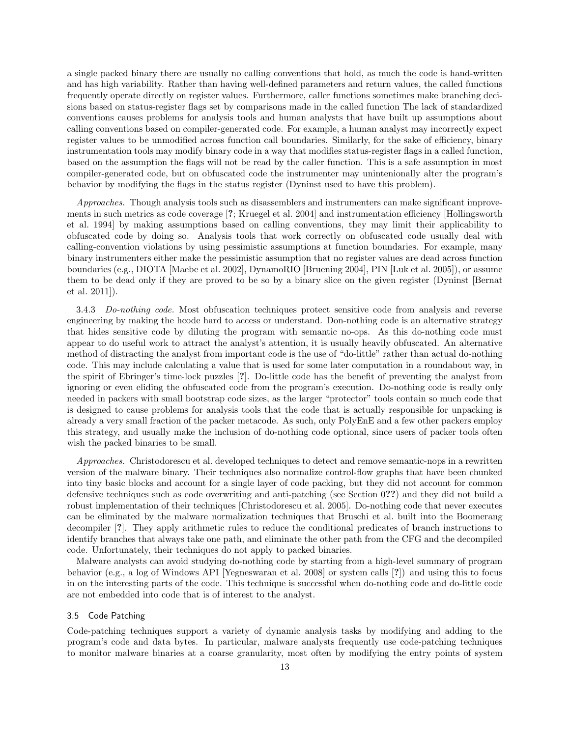a single packed binary there are usually no calling conventions that hold, as much the code is hand-written and has high variability. Rather than having well-defined parameters and return values, the called functions frequently operate directly on register values. Furthermore, caller functions sometimes make branching decisions based on status-register flags set by comparisons made in the called function The lack of standardized conventions causes problems for analysis tools and human analysts that have built up assumptions about calling conventions based on compiler-generated code. For example, a human analyst may incorrectly expect register values to be unmodified across function call boundaries. Similarly, for the sake of efficiency, binary instrumentation tools may modify binary code in a way that modifies status-register flags in a called function, based on the assumption the flags will not be read by the caller function. This is a safe assumption in most compiler-generated code, but on obfuscated code the instrumenter may unintenionally alter the program's behavior by modifying the flags in the status register (Dyninst used to have this problem).

*Approaches.* Though analysis tools such as disassemblers and instrumenters can make significant improvements in such metrics as code coverage [**?**; Kruegel et al. 2004] and instrumentation efficiency [Hollingsworth et al. 1994] by making assumptions based on calling conventions, they may limit their applicability to obfuscated code by doing so. Analysis tools that work correctly on obfuscated code usually deal with calling-convention violations by using pessimistic assumptions at function boundaries. For example, many binary instrumenters either make the pessimistic assumption that no register values are dead across function boundaries (e.g., DIOTA [Maebe et al. 2002], DynamoRIO [Bruening 2004], PIN [Luk et al. 2005]), or assume them to be dead only if they are proved to be so by a binary slice on the given register (Dyninst [Bernat et al. 2011]).

3.4.3 *Do-nothing code.* Most obfuscation techniques protect sensitive code from analysis and reverse engineering by making the hcode hard to access or understand. Don-nothing code is an alternative strategy that hides sensitive code by diluting the program with semantic no-ops. As this do-nothing code must appear to do useful work to attract the analyst's attention, it is usually heavily obfuscated. An alternative method of distracting the analyst from important code is the use of "do-little" rather than actual do-nothing code. This may include calculating a value that is used for some later computation in a roundabout way, in the spirit of Ebringer's time-lock puzzles [**?**]. Do-little code has the benefit of preventing the analyst from ignoring or even eliding the obfuscated code from the program's execution. Do-nothing code is really only needed in packers with small bootstrap code sizes, as the larger "protector" tools contain so much code that is designed to cause problems for analysis tools that the code that is actually responsible for unpacking is already a very small fraction of the packer metacode. As such, only PolyEnE and a few other packers employ this strategy, and usually make the inclusion of do-nothing code optional, since users of packer tools often wish the packed binaries to be small.

*Approaches.* Christodorescu et al. developed techniques to detect and remove semantic-nops in a rewritten version of the malware binary. Their techniques also normalize control-flow graphs that have been chunked into tiny basic blocks and account for a single layer of code packing, but they did not account for common defensive techniques such as code overwriting and anti-patching (see Section 0**??**) and they did not build a robust implementation of their techniques [Christodorescu et al. 2005]. Do-nothing code that never executes can be eliminated by the malware normalization techniques that Bruschi et al. built into the Boomerang decompiler [**?**]. They apply arithmetic rules to reduce the conditional predicates of branch instructions to identify branches that always take one path, and eliminate the other path from the CFG and the decompiled code. Unfortunately, their techniques do not apply to packed binaries.

Malware analysts can avoid studying do-nothing code by starting from a high-level summary of program behavior (e.g., a log of Windows API [Yegneswaran et al. 2008] or system calls [**?**]) and using this to focus in on the interesting parts of the code. This technique is successful when do-nothing code and do-little code are not embedded into code that is of interest to the analyst.

### 3.5 Code Patching

Code-patching techniques support a variety of dynamic analysis tasks by modifying and adding to the program's code and data bytes. In particular, malware analysts frequently use code-patching techniques to monitor malware binaries at a coarse granularity, most often by modifying the entry points of system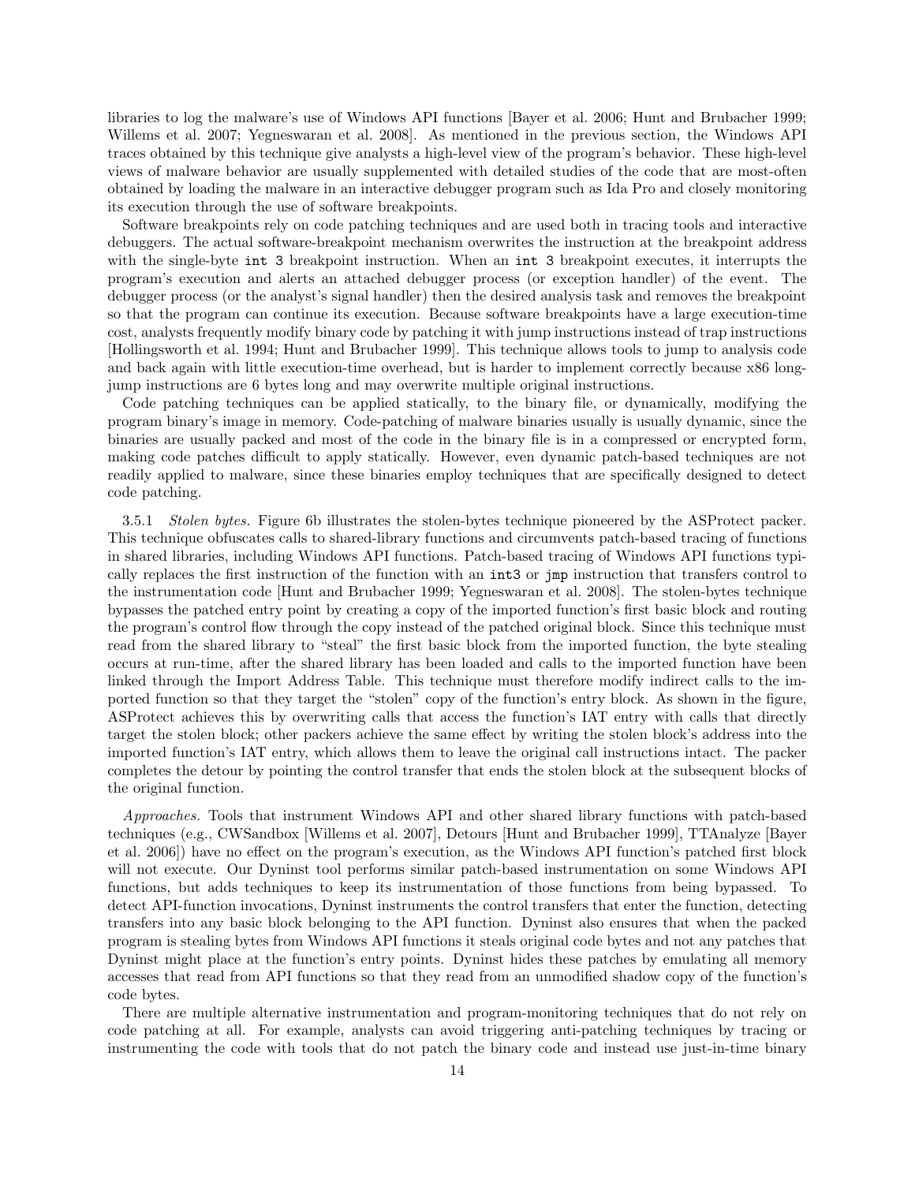libraries to log the malware's use of Windows API functions [Bayer et al. 2006; Hunt and Brubacher 1999; Willems et al. 2007; Yegneswaran et al. 2008]. As mentioned in the previous section, the Windows API traces obtained by this technique give analysts a high-level view of the program's behavior. These high-level views of malware behavior are usually supplemented with detailed studies of the code that are most-often obtained by loading the malware in an interactive debugger program such as Ida Pro and closely monitoring its execution through the use of software breakpoints.

Software breakpoints rely on code patching techniques and are used both in tracing tools and interactive debuggers. The actual software-breakpoint mechanism overwrites the instruction at the breakpoint address with the single-byte `int 3` breakpoint instruction. When an `int 3` breakpoint executes, it interrupts the program's execution and alerts an attached debugger process (or exception handler) of the event. The debugger process (or the analyst's signal handler) then the desired analysis task and removes the breakpoint so that the program can continue its execution. Because software breakpoints have a large execution-time cost, analysts frequently modify binary code by patching it with jump instructions instead of trap instructions [Hollingsworth et al. 1994; Hunt and Brubacher 1999]. This technique allows tools to jump to analysis code and back again with little execution-time overhead, but is harder to implement correctly because x86 long-jump instructions are 6 bytes long and may overwrite multiple original instructions.

Code patching techniques can be applied statically, to the binary file, or dynamically, modifying the program binary's image in memory. Code-patching of malware binaries usually is usually dynamic, since the binaries are usually packed and most of the code in the binary file is in a compressed or encrypted form, making code patches difficult to apply statically. However, even dynamic patch-based techniques are not readily applied to malware, since these binaries employ techniques that are specifically designed to detect code patching.

3.5.1 *Stolen bytes.* Figure 6b illustrates the stolen-bytes technique pioneered by the ASProtect packer. This technique obfuscates calls to shared-library functions and circumvents patch-based tracing of functions in shared libraries, including Windows API functions. Patch-based tracing of Windows API functions typically replaces the first instruction of the function with an `int3` or `jmp` instruction that transfers control to the instrumentation code [Hunt and Brubacher 1999; Yegneswaran et al. 2008]. The stolen-bytes technique bypasses the patched entry point by creating a copy of the imported function's first basic block and routing the program's control flow through the copy instead of the patched original block. Since this technique must read from the shared library to "steal" the first basic block from the imported function, the byte stealing occurs at run-time, after the shared library has been loaded and calls to the imported function have been linked through the Import Address Table. This technique must therefore modify indirect calls to the imported function so that they target the "stolen" copy of the function's entry block. As shown in the figure, ASProtect achieves this by overwriting calls that access the function's IAT entry with calls that directly target the stolen block; other packers achieve the same effect by writing the stolen block's address into the imported function's IAT entry, which allows them to leave the original call instructions intact. The packer completes the detour by pointing the control transfer that ends the stolen block at the subsequent blocks of the original function.

*Approaches.* Tools that instrument Windows API and other shared library functions with patch-based techniques (e.g., CWSandbox [Willems et al. 2007], Detours [Hunt and Brubacher 1999], TTAnalyze [Bayer et al. 2006]) have no effect on the program's execution, as the Windows API function's patched first block will not execute. Our Dyninst tool performs similar patch-based instrumentation on some Windows API functions, but adds techniques to keep its instrumentation of those functions from being bypassed. To detect API-function invocations, Dyninst instruments the control transfers that enter the function, detecting transfers into any basic block belonging to the API function. Dyninst also ensures that when the packed program is stealing bytes from Windows API functions it steals original code bytes and not any patches that Dyninst might place at the function's entry points. Dyninst hides these patches by emulating all memory accesses that read from API functions so that they read from an unmodified shadow copy of the function's code bytes.

There are multiple alternative instrumentation and program-monitoring techniques that do not rely on code patching at all. For example, analysts can avoid triggering anti-patching techniques by tracing or instrumenting the code with tools that do not patch the binary code and instead use just-in-time binary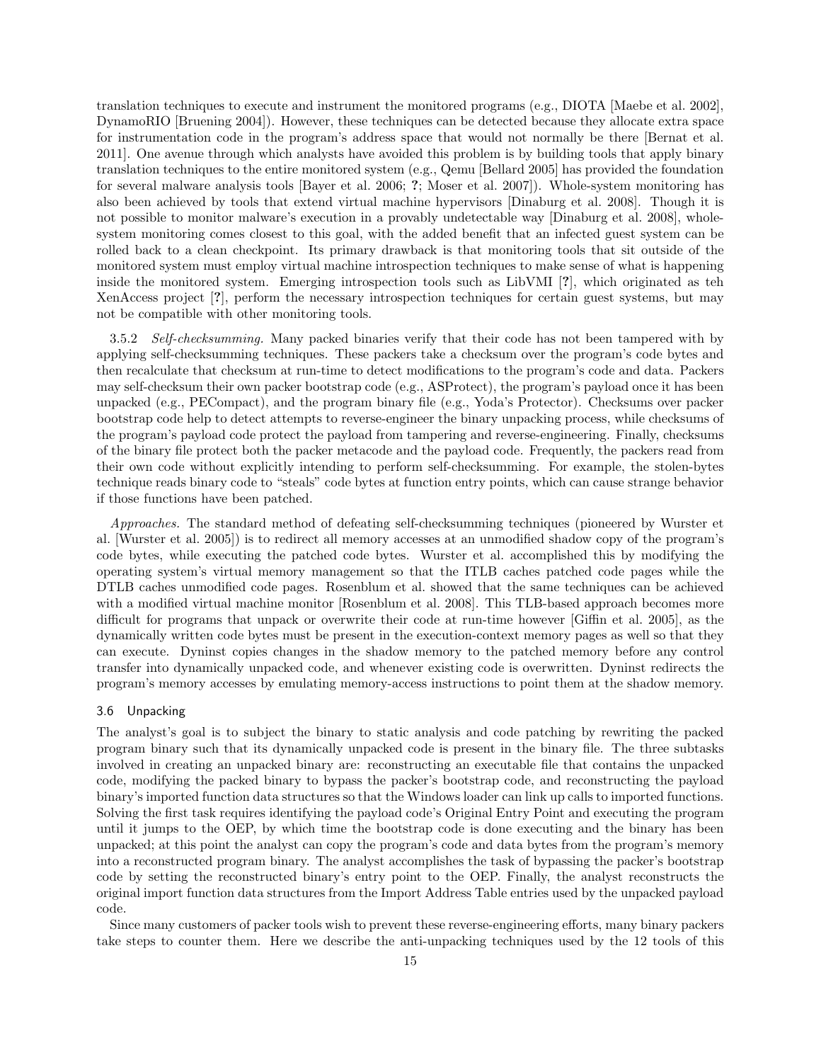translation techniques to execute and instrument the monitored programs (e.g., DIOTA [Maebe et al. 2002], DynamoRIO [Bruening 2004]). However, these techniques can be detected because they allocate extra space for instrumentation code in the program's address space that would not normally be there [Bernat et al. 2011]. One avenue through which analysts have avoided this problem is by building tools that apply binary translation techniques to the entire monitored system (e.g., Qemu [Bellard 2005] has provided the foundation for several malware analysis tools [Bayer et al. 2006; **?**; Moser et al. 2007]). Whole-system monitoring has also been achieved by tools that extend virtual machine hypervisors [Dinaburg et al. 2008]. Though it is not possible to monitor malware's execution in a provably undetectable way [Dinaburg et al. 2008], whole-system monitoring comes closest to this goal, with the added benefit that an infected guest system can be rolled back to a clean checkpoint. Its primary drawback is that monitoring tools that sit outside of the monitored system must employ virtual machine introspection techniques to make sense of what is happening inside the monitored system. Emerging introspection tools such as LibVMI [**?**], which originated as teh XenAccess project [**?**], perform the necessary introspection techniques for certain guest systems, but may not be compatible with other monitoring tools.

3.5.2 *Self-checksumming*. Many packed binaries verify that their code has not been tampered with by applying self-checksumming techniques. These packers take a checksum over the program's code bytes and then recalculate that checksum at run-time to detect modifications to the program's code and data. Packers may self-checksum their own packer bootstrap code (e.g., ASProtect), the program's payload once it has been unpacked (e.g., PECompact), and the program binary file (e.g., Yoda's Protector). Checksums over packer bootstrap code help to detect attempts to reverse-engineer the binary unpacking process, while checksums of the program's payload code protect the payload from tampering and reverse-engineering. Finally, checksums of the binary file protect both the packer metacode and the payload code. Frequently, the packers read from their own code without explicitly intending to perform self-checksumming. For example, the stolen-bytes technique reads binary code to "steals" code bytes at function entry points, which can cause strange behavior if those functions have been patched.

*Approaches.* The standard method of defeating self-checksumming techniques (pioneered by Wurster et al. [Wurster et al. 2005]) is to redirect all memory accesses at an unmodified shadow copy of the program's code bytes, while executing the patched code bytes. Wurster et al. accomplished this by modifying the operating system's virtual memory management so that the ITLB caches patched code pages while the DTLB caches unmodified code pages. Rosenblum et al. showed that the same techniques can be achieved with a modified virtual machine monitor [Rosenblum et al. 2008]. This TLB-based approach becomes more difficult for programs that unpack or overwrite their code at run-time however [Giffin et al. 2005], as the dynamically written code bytes must be present in the execution-context memory pages as well so that they can execute. Dyninst copies changes in the shadow memory to the patched memory before any control transfer into dynamically unpacked code, and whenever existing code is overwritten. Dyninst redirects the program's memory accesses by emulating memory-access instructions to point them at the shadow memory.

### 3.6 Unpacking

The analyst's goal is to subject the binary to static analysis and code patching by rewriting the packed program binary such that its dynamically unpacked code is present in the binary file. The three subtasks involved in creating an unpacked binary are: reconstructing an executable file that contains the unpacked code, modifying the packed binary to bypass the packer's bootstrap code, and reconstructing the payload binary's imported function data structures so that the Windows loader can link up calls to imported functions. Solving the first task requires identifying the payload code's Original Entry Point and executing the program until it jumps to the OEP, by which time the bootstrap code is done executing and the binary has been unpacked; at this point the analyst can copy the program's code and data bytes from the program's memory into a reconstructed program binary. The analyst accomplishes the task of bypassing the packer's bootstrap code by setting the reconstructed binary's entry point to the OEP. Finally, the analyst reconstructs the original import function data structures from the Import Address Table entries used by the unpacked payload code.

Since many customers of packer tools wish to prevent these reverse-engineering efforts, many binary packers take steps to counter them. Here we describe the anti-unpacking techniques used by the 12 tools of this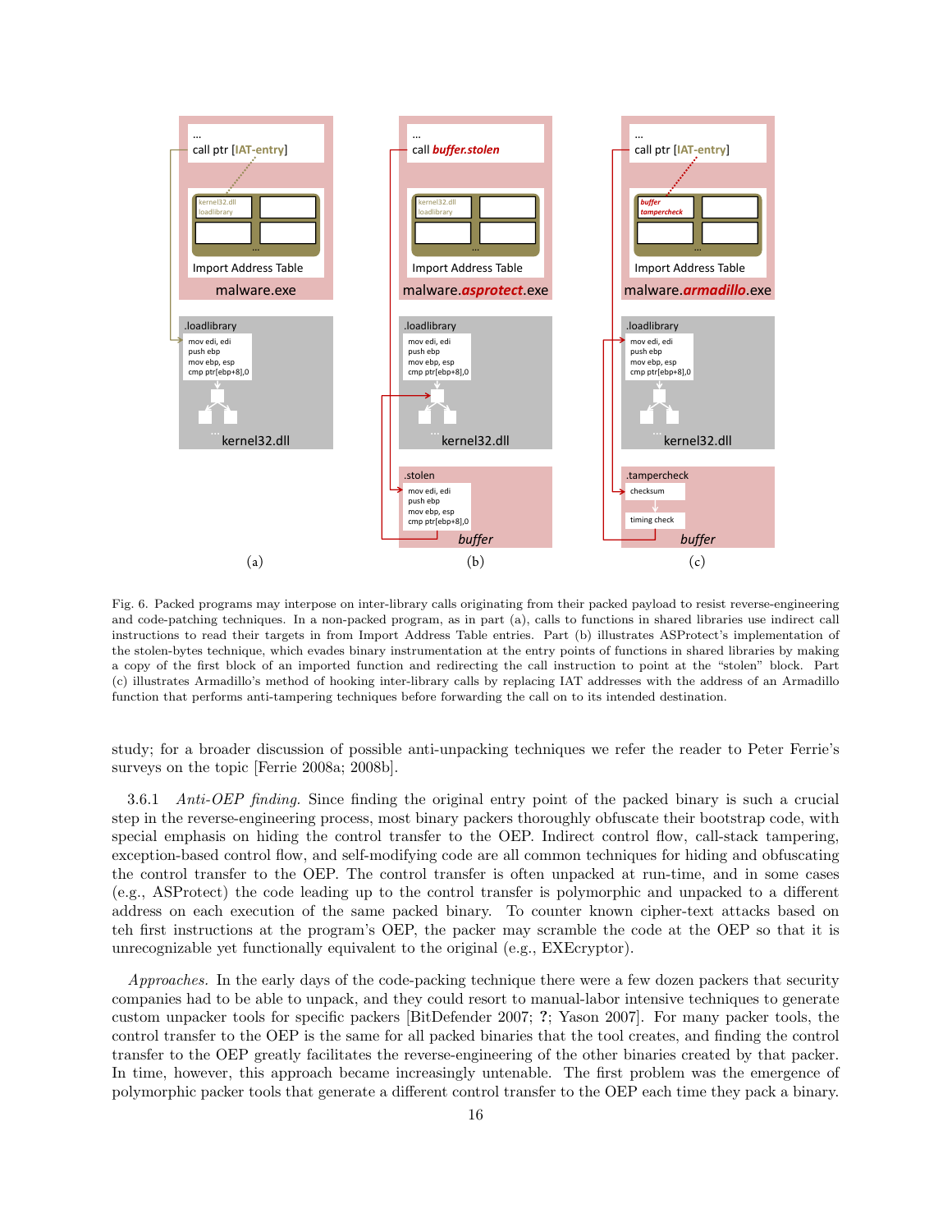Fig. 6. Packed programs may interpose on inter-library calls originating from their packed payload to resist reverse-engineering and code-patching techniques. In a non-packed program, as in part (a), calls to functions in shared libraries use indirect call instructions to read their targets in from Import Address Table entries. Part (b) illustrates ASProtect's implementation of the stolen-bytes technique, which evades binary instrumentation at the entry points of functions in shared libraries by making a copy of the first block of an imported function and redirecting the call instruction to point at the "stolen" block. Part (c) illustrates Armadillo's method of hooking inter-library calls by replacing IAT addresses with the address of an Armadillo function that performs anti-tampering techniques before forwarding the call on to its intended destination.

study; for a broader discussion of possible anti-unpacking techniques we refer the reader to Peter Ferrie's surveys on the topic [Ferrie 2008a; 2008b].

3.6.1 *Anti-OEP finding.* Since finding the original entry point of the packed binary is such a crucial step in the reverse-engineering process, most binary packers thoroughly obfuscate their bootstrap code, with special emphasis on hiding the control transfer to the OEP. Indirect control flow, call-stack tampering, exception-based control flow, and self-modifying code are all common techniques for hiding and obfuscating the control transfer to the OEP. The control transfer is often unpacked at run-time, and in some cases (e.g., ASProtect) the code leading up to the control transfer is polymorphic and unpacked to a different address on each execution of the same packed binary. To counter known cipher-text attacks based on teh first instructions at the program's OEP, the packer may scramble the code at the OEP so that it is unrecognizable yet functionally equivalent to the original (e.g., EXEcryptor).

*Approaches.* In the early days of the code-packing technique there were a few dozen packers that security companies had to be able to unpack, and they could resort to manual-labor intensive techniques to generate custom unpacker tools for specific packers [BitDefender 2007; **?**; Yason 2007]. For many packer tools, the control transfer to the OEP is the same for all packed binaries that the tool creates, and finding the control transfer to the OEP greatly facilitates the reverse-engineering of the other binaries created by that packer. In time, however, this approach became increasingly untenable. The first problem was the emergence of polymorphic packer tools that generate a different control transfer to the OEP each time they pack a binary.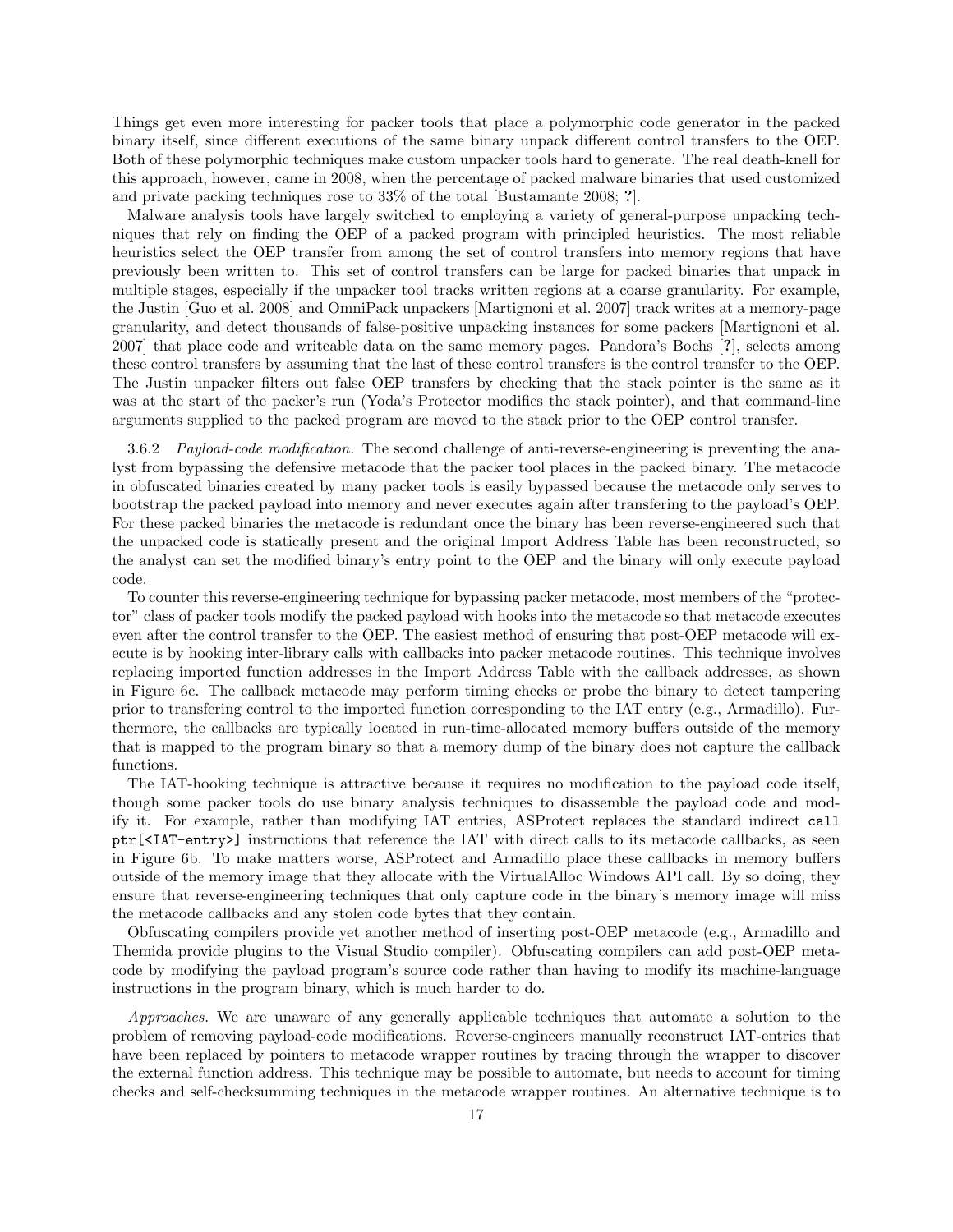Things get even more interesting for packer tools that place a polymorphic code generator in the packed binary itself, since different executions of the same binary unpack different control transfers to the OEP. Both of these polymorphic techniques make custom unpacker tools hard to generate. The real death-knell for this approach, however, came in 2008, when the percentage of packed malware binaries that used customized and private packing techniques rose to 33% of the total [Bustamante 2008; **?**].

Malware analysis tools have largely switched to employing a variety of general-purpose unpacking techniques that rely on finding the OEP of a packed program with principled heuristics. The most reliable heuristics select the OEP transfer from among the set of control transfers into memory regions that have previously been written to. This set of control transfers can be large for packed binaries that unpack in multiple stages, especially if the unpacker tool tracks written regions at a coarse granularity. For example, the Justin [Guo et al. 2008] and OmniPack unpackers [Martignoni et al. 2007] track writes at a memory-page granularity, and detect thousands of false-positive unpacking instances for some packers [Martignoni et al. 2007] that place code and writeable data on the same memory pages. Pandora's Bochs [**?**], selects among these control transfers by assuming that the last of these control transfers is the control transfer to the OEP. The Justin unpacker filters out false OEP transfers by checking that the stack pointer is the same as it was at the start of the packer's run (Yoda's Protector modifies the stack pointer), and that command-line arguments supplied to the packed program are moved to the stack prior to the OEP control transfer.

3.6.2 *Payload-code modification.* The second challenge of anti-reverse-engineering is preventing the analyst from bypassing the defensive metacode that the packer tool places in the packed binary. The metacode in obfuscated binaries created by many packer tools is easily bypassed because the metacode only serves to bootstrap the packed payload into memory and never executes again after transfering to the payload's OEP. For these packed binaries the metacode is redundant once the binary has been reverse-engineered such that the unpacked code is statically present and the original Import Address Table has been reconstructed, so the analyst can set the modified binary's entry point to the OEP and the binary will only execute payload code.

To counter this reverse-engineering technique for bypassing packer metacode, most members of the "protector" class of packer tools modify the packed payload with hooks into the metacode so that metacode executes even after the control transfer to the OEP. The easiest method of ensuring that post-OEP metacode will execute is by hooking inter-library calls with callbacks into packer metacode routines. This technique involves replacing imported function addresses in the Import Address Table with the callback addresses, as shown in Figure 6c. The callback metacode may perform timing checks or probe the binary to detect tampering prior to transfering control to the imported function corresponding to the IAT entry (e.g., Armadillo). Furthermore, the callbacks are typically located in run-time-allocated memory buffers outside of the memory that is mapped to the program binary so that a memory dump of the binary does not capture the callback functions.

The IAT-hooking technique is attractive because it requires no modification to the payload code itself, though some packer tools do use binary analysis techniques to disassemble the payload code and modify it. For example, rather than modifying IAT entries, ASProtect replaces the standard indirect `call ptr[<IAT-entry>]` instructions that reference the IAT with direct calls to its metacode callbacks, as seen in Figure 6b. To make matters worse, ASProtect and Armadillo place these callbacks in memory buffers outside of the memory image that they allocate with the VirtualAlloc Windows API call. By so doing, they ensure that reverse-engineering techniques that only capture code in the binary's memory image will miss the metacode callbacks and any stolen code bytes that they contain.

Obfuscating compilers provide yet another method of inserting post-OEP metacode (e.g., Armadillo and Themida provide plugins to the Visual Studio compiler). Obfuscating compilers can add post-OEP metacode by modifying the payload program's source code rather than having to modify its machine-language instructions in the program binary, which is much harder to do.

*Approaches.* We are unaware of any generally applicable techniques that automate a solution to the problem of removing payload-code modifications. Reverse-engineers manually reconstruct IAT-entries that have been replaced by pointers to metacode wrapper routines by tracing through the wrapper to discover the external function address. This technique may be possible to automate, but needs to account for timing checks and self-checksumming techniques in the metacode wrapper routines. An alternative technique is to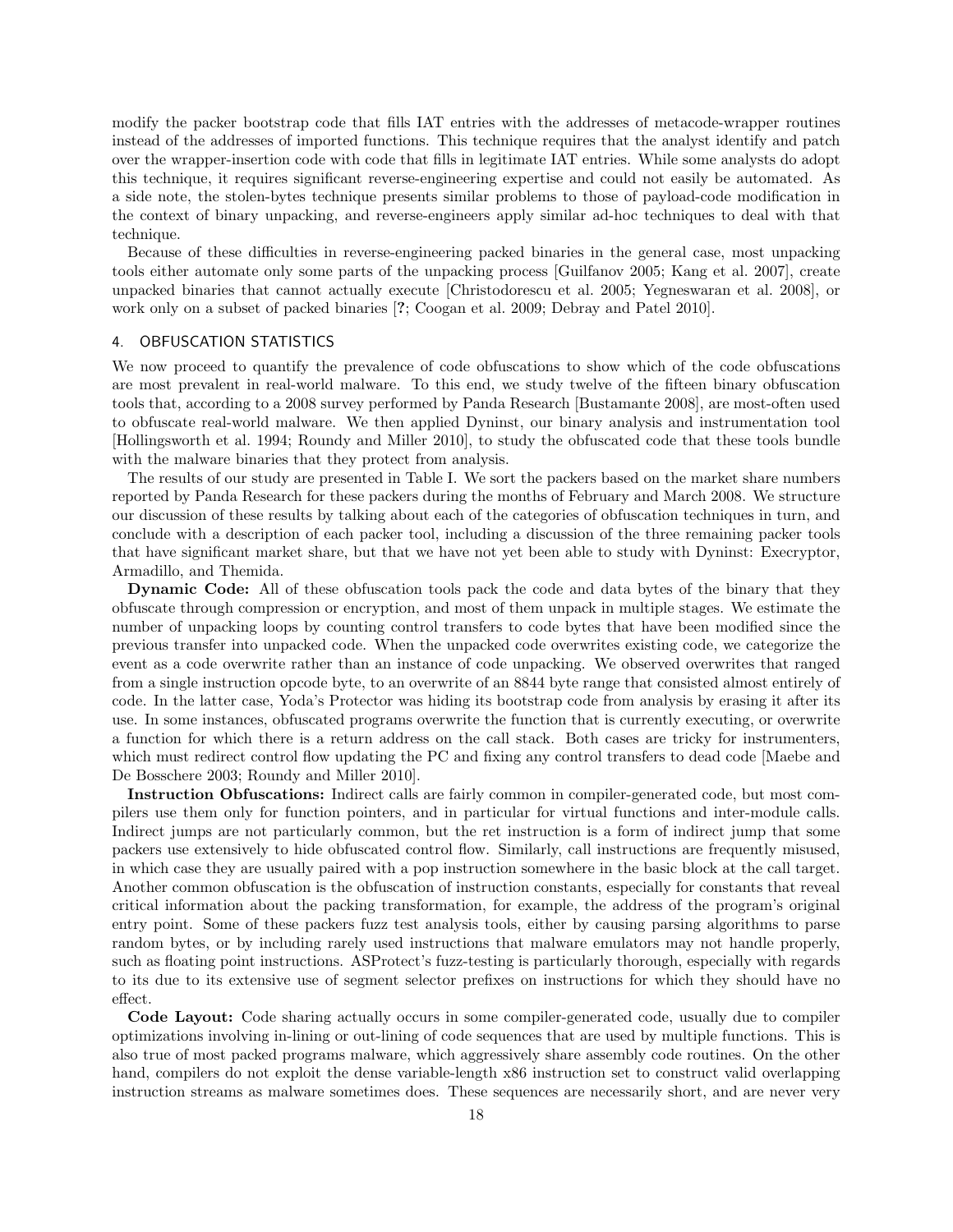modify the packer bootstrap code that fills IAT entries with the addresses of metacode-wrapper routines instead of the addresses of imported functions. This technique requires that the analyst identify and patch over the wrapper-insertion code with code that fills in legitimate IAT entries. While some analysts do adopt this technique, it requires significant reverse-engineering expertise and could not easily be automated. As a side note, the stolen-bytes technique presents similar problems to those of payload-code modification in the context of binary unpacking, and reverse-engineers apply similar ad-hoc techniques to deal with that technique.

Because of these difficulties in reverse-engineering packed binaries in the general case, most unpacking tools either automate only some parts of the unpacking process [Guilfanov 2005; Kang et al. 2007], create unpacked binaries that cannot actually execute [Christodorescu et al. 2005; Yegneswaran et al. 2008], or work only on a subset of packed binaries [**?**; Coogan et al. 2009; Debray and Patel 2010].

## 4. OBFUSCATION STATISTICS

We now proceed to quantify the prevalence of code obfuscations to show which of the code obfuscations are most prevalent in real-world malware. To this end, we study twelve of the fifteen binary obfuscation tools that, according to a 2008 survey performed by Panda Research [Bustamante 2008], are most-often used to obfuscate real-world malware. We then applied Dyninst, our binary analysis and instrumentation tool [Hollingsworth et al. 1994; Roundy and Miller 2010], to study the obfuscated code that these tools bundle with the malware binaries that they protect from analysis.

The results of our study are presented in Table I. We sort the packers based on the market share numbers reported by Panda Research for these packers during the months of February and March 2008. We structure our discussion of these results by talking about each of the categories of obfuscation techniques in turn, and conclude with a description of each packer tool, including a discussion of the three remaining packer tools that have significant market share, but that we have not yet been able to study with Dyninst: Execryptor, Armadillo, and Themida.

**Dynamic Code:** All of these obfuscation tools pack the code and data bytes of the binary that they obfuscate through compression or encryption, and most of them unpack in multiple stages. We estimate the number of unpacking loops by counting control transfers to code bytes that have been modified since the previous transfer into unpacked code. When the unpacked code overwrites existing code, we categorize the event as a code overwrite rather than an instance of code unpacking. We observed overwrites that ranged from a single instruction opcode byte, to an overwrite of an 8844 byte range that consisted almost entirely of code. In the latter case, Yoda's Protector was hiding its bootstrap code from analysis by erasing it after its use. In some instances, obfuscated programs overwrite the function that is currently executing, or overwrite a function for which there is a return address on the call stack. Both cases are tricky for instrumenters, which must redirect control flow updating the PC and fixing any control transfers to dead code [Maebe and De Bosschere 2003; Roundy and Miller 2010].

**Instruction Obfuscations:** Indirect calls are fairly common in compiler-generated code, but most compilers use them only for function pointers, and in particular for virtual functions and inter-module calls. Indirect jumps are not particularly common, but the ret instruction is a form of indirect jump that some packers use extensively to hide obfuscated control flow. Similarly, call instructions are frequently misused, in which case they are usually paired with a pop instruction somewhere in the basic block at the call target. Another common obfuscation is the obfuscation of instruction constants, especially for constants that reveal critical information about the packing transformation, for example, the address of the program's original entry point. Some of these packers fuzz test analysis tools, either by causing parsing algorithms to parse random bytes, or by including rarely used instructions that malware emulators may not handle properly, such as floating point instructions. ASProtect's fuzz-testing is particularly thorough, especially with regards to its due to its extensive use of segment selector prefixes on instructions for which they should have no effect.

**Code Layout:** Code sharing actually occurs in some compiler-generated code, usually due to compiler optimizations involving in-lining or out-lining of code sequences that are used by multiple functions. This is also true of most packed programs malware, which aggressively share assembly code routines. On the other hand, compilers do not exploit the dense variable-length x86 instruction set to construct valid overlapping instruction streams as malware sometimes does. These sequences are necessarily short, and are never very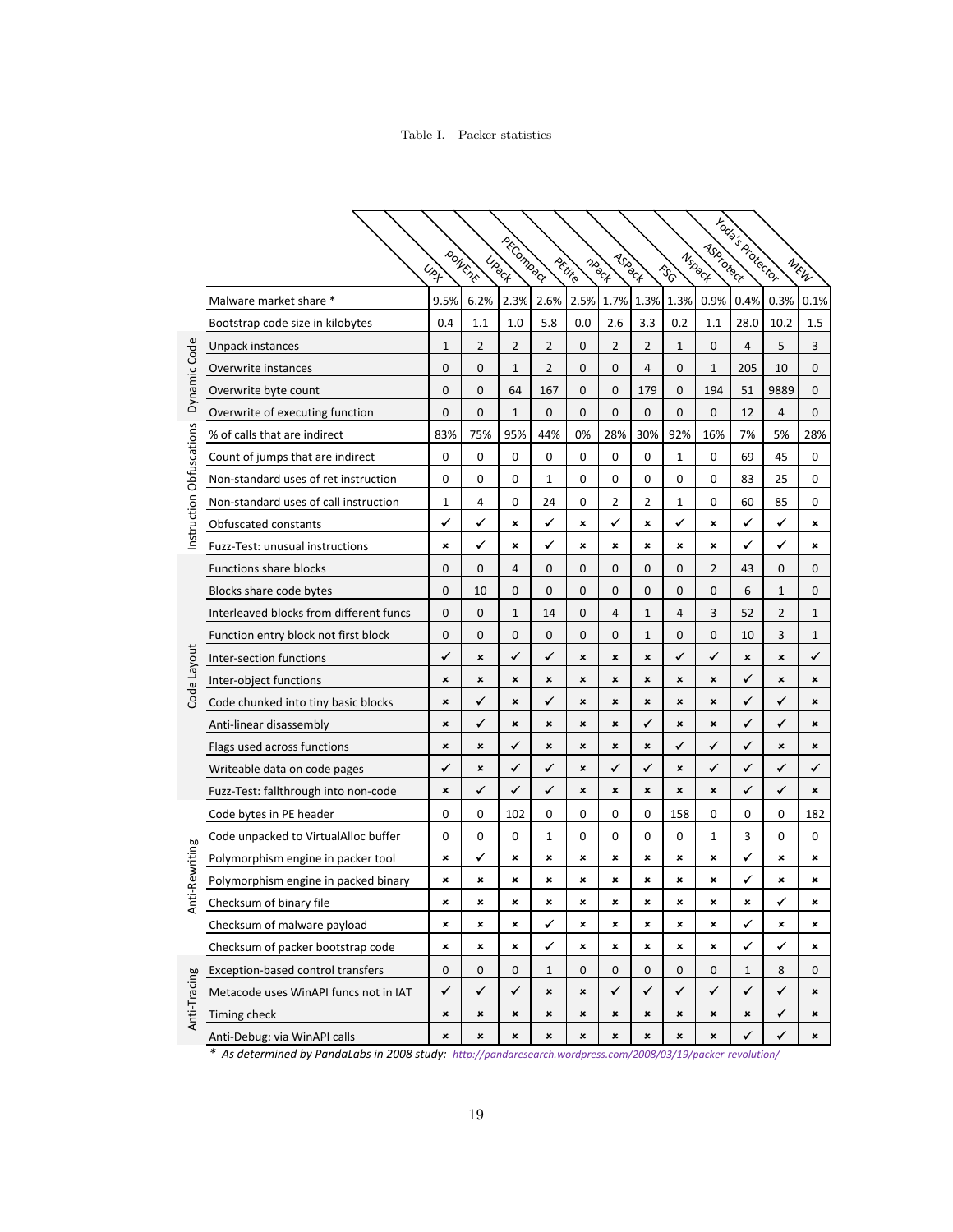Table I. Packer statistics

| Category | Feature | UPX | PolyEnE | UPack | PECompact | PEtite | nPack | ASPack | FSG | Nspack | ASProtect | Yoda's Protector | MEW |
|---|---|---|---|---|---|---|---|---|---|---|---|---|---|
| | Malware market share * | 9.5% | 6.2% | 2.3% | 2.6% | 2.5% | 1.7% | 1.3% | 1.3% | 0.9% | 0.4% | 0.3% | 0.1% |
| | Bootstrap code size in kilobytes | 0.4 | 1.1 | 1.0 | 5.8 | 0.0 | 2.6 | 3.3 | 0.2 | 1.1 | 28.0 | 10.2 | 1.5 |
| Dynamic Code | Unpack instances | 1 | 2 | 2 | 2 | 0 | 2 | 2 | 1 | 0 | 4 | 5 | 3 |
| Dynamic Code | Overwrite instances | 0 | 0 | 1 | 2 | 0 | 0 | 4 | 0 | 1 | 205 | 10 | 0 |
| Dynamic Code | Overwrite byte count | 0 | 0 | 64 | 167 | 0 | 0 | 179 | 0 | 194 | 51 | 9889 | 0 |
| Dynamic Code | Overwrite of executing function | 0 | 0 | 1 | 0 | 0 | 0 | 0 | 0 | 0 | 12 | 4 | 0 |
| Instruction Obfuscations | % of calls that are indirect | 83% | 75% | 95% | 44% | 0% | 28% | 30% | 92% | 16% | 7% | 5% | 28% |
| Instruction Obfuscations | Count of jumps that are indirect | 0 | 0 | 0 | 0 | 0 | 0 | 0 | 1 | 0 | 69 | 45 | 0 |
| Instruction Obfuscations | Non-standard uses of ret instruction | 0 | 0 | 0 | 1 | 0 | 0 | 0 | 0 | 0 | 83 | 25 | 0 |
| Instruction Obfuscations | Non-standard uses of call instruction | 1 | 4 | 0 | 24 | 0 | 2 | 2 | 1 | 0 | 60 | 85 | 0 |
| Instruction Obfuscations | Obfuscated constants | ✓ | ✓ | × | ✓ | × | ✓ | × | ✓ | × | ✓ | ✓ | × |
| Instruction Obfuscations | Fuzz-Test: unusual instructions | × | ✓ | × | ✓ | × | × | × | × | × | ✓ | ✓ | × |
| Code Layout | Functions share blocks | 0 | 0 | 4 | 0 | 0 | 0 | 0 | 0 | 2 | 43 | 0 | 0 |
| Code Layout | Blocks share code bytes | 0 | 10 | 0 | 0 | 0 | 0 | 0 | 0 | 0 | 6 | 1 | 0 |
| Code Layout | Interleaved blocks from different funcs | 0 | 0 | 1 | 14 | 0 | 4 | 1 | 4 | 3 | 52 | 2 | 1 |
| Code Layout | Function entry block not first block | 0 | 0 | 0 | 0 | 0 | 0 | 1 | 0 | 0 | 10 | 3 | 1 |
| Code Layout | Inter-section functions | ✓ | × | ✓ | ✓ | × | × | × | ✓ | ✓ | × | × | ✓ |
| Code Layout | Inter-object functions | × | × | × | × | × | × | × | × | × | ✓ | × | × |
| Code Layout | Code chunked into tiny basic blocks | × | ✓ | × | ✓ | × | × | × | × | × | ✓ | ✓ | × |
| Code Layout | Anti-linear disassembly | × | ✓ | × | × | × | × | ✓ | × | × | ✓ | ✓ | × |
| Code Layout | Flags used across functions | × | × | ✓ | × | × | × | × | ✓ | ✓ | ✓ | × | × |
| Code Layout | Writeable data on code pages | ✓ | × | ✓ | ✓ | × | ✓ | ✓ | × | ✓ | ✓ | ✓ | ✓ |
| Code Layout | Fuzz-Test: fallthrough into non-code | × | ✓ | ✓ | ✓ | × | × | × | × | × | ✓ | ✓ | × |
| Anti-Rewriting | Code bytes in PE header | 0 | 0 | 102 | 0 | 0 | 0 | 0 | 158 | 0 | 0 | 0 | 182 |
| Anti-Rewriting | Code unpacked to VirtualAlloc buffer | 0 | 0 | 0 | 1 | 0 | 0 | 0 | 0 | 1 | 3 | 0 | 0 |
| Anti-Rewriting | Polymorphism engine in packer tool | × | ✓ | × | × | × | × | × | × | × | ✓ | × | × |
| Anti-Rewriting | Polymorphism engine in packed binary | × | × | × | × | × | × | × | × | × | ✓ | × | × |
| Anti-Rewriting | Checksum of binary file | × | × | × | × | × | × | × | × | × | × | ✓ | × |
| Anti-Rewriting | Checksum of malware payload | × | × | × | ✓ | × | × | × | × | × | ✓ | × | × |
| Anti-Rewriting | Checksum of packer bootstrap code | × | × | × | ✓ | × | × | × | × | × | ✓ | ✓ | × |
| Anti-Tracing | Exception-based control transfers | 0 | 0 | 0 | 1 | 0 | 0 | 0 | 0 | 0 | 1 | 8 | 0 |
| Anti-Tracing | Metacode uses WinAPI funcs not in IAT | ✓ | ✓ | ✓ | × | × | ✓ | ✓ | ✓ | ✓ | ✓ | ✓ | × |
| Anti-Tracing | Timing check | × | × | × | × | × | × | × | × | × | × | ✓ | × |
| Anti-Tracing | Anti-Debug: via WinAPI calls | × | × | × | × | × | × | × | × | × | ✓ | ✓ | × |

* *As determined by PandaLabs in 2008 study: http://pandaresearch.wordpress.com/2008/03/19/packer-revolution/*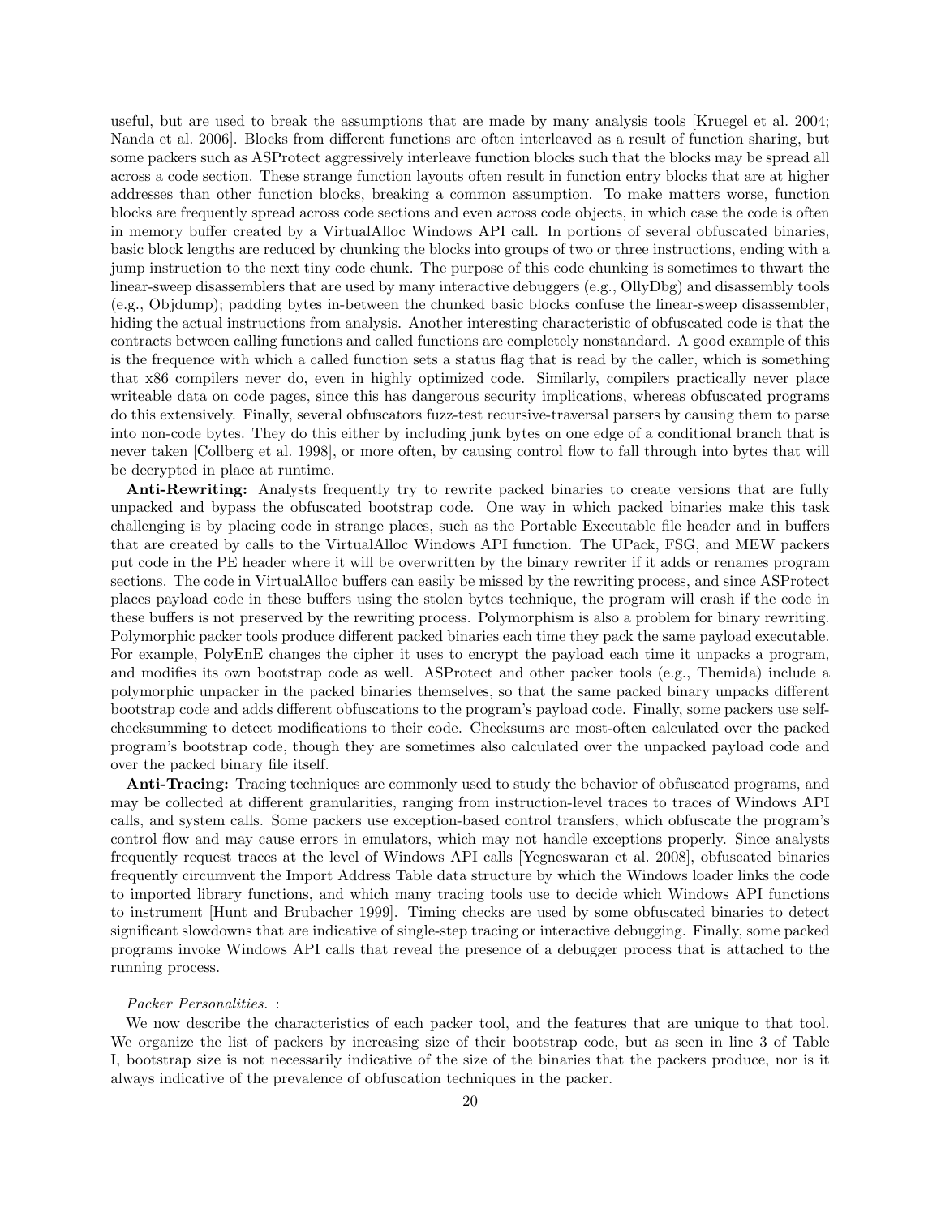useful, but are used to break the assumptions that are made by many analysis tools [Kruegel et al. 2004; Nanda et al. 2006]. Blocks from different functions are often interleaved as a result of function sharing, but some packers such as ASProtect aggressively interleave function blocks such that the blocks may be spread all across a code section. These strange function layouts often result in function entry blocks that are at higher addresses than other function blocks, breaking a common assumption. To make matters worse, function blocks are frequently spread across code sections and even across code objects, in which case the code is often in memory buffer created by a VirtualAlloc Windows API call. In portions of several obfuscated binaries, basic block lengths are reduced by chunking the blocks into groups of two or three instructions, ending with a jump instruction to the next tiny code chunk. The purpose of this code chunking is sometimes to thwart the linear-sweep disassemblers that are used by many interactive debuggers (e.g., OllyDbg) and disassembly tools (e.g., Objdump); padding bytes in-between the chunked basic blocks confuse the linear-sweep disassembler, hiding the actual instructions from analysis. Another interesting characteristic of obfuscated code is that the contracts between calling functions and called functions are completely nonstandard. A good example of this is the frequence with which a called function sets a status flag that is read by the caller, which is something that x86 compilers never do, even in highly optimized code. Similarly, compilers practically never place writeable data on code pages, since this has dangerous security implications, whereas obfuscated programs do this extensively. Finally, several obfuscators fuzz-test recursive-traversal parsers by causing them to parse into non-code bytes. They do this either by including junk bytes on one edge of a conditional branch that is never taken [Collberg et al. 1998], or more often, by causing control flow to fall through into bytes that will be decrypted in place at runtime.

**Anti-Rewriting:** Analysts frequently try to rewrite packed binaries to create versions that are fully unpacked and bypass the obfuscated bootstrap code. One way in which packed binaries make this task challenging is by placing code in strange places, such as the Portable Executable file header and in buffers that are created by calls to the VirtualAlloc Windows API function. The UPack, FSG, and MEW packers put code in the PE header where it will be overwritten by the binary rewriter if it adds or renames program sections. The code in VirtualAlloc buffers can easily be missed by the rewriting process, and since ASProtect places payload code in these buffers using the stolen bytes technique, the program will crash if the code in these buffers is not preserved by the rewriting process. Polymorphism is also a problem for binary rewriting. Polymorphic packer tools produce different packed binaries each time they pack the same payload executable. For example, PolyEnE changes the cipher it uses to encrypt the payload each time it unpacks a program, and modifies its own bootstrap code as well. ASProtect and other packer tools (e.g., Themida) include a polymorphic unpacker in the packed binaries themselves, so that the same packed binary unpacks different bootstrap code and adds different obfuscations to the program's payload code. Finally, some packers use self-checksumming to detect modifications to their code. Checksums are most-often calculated over the packed program's bootstrap code, though they are sometimes also calculated over the unpacked payload code and over the packed binary file itself.

**Anti-Tracing:** Tracing techniques are commonly used to study the behavior of obfuscated programs, and may be collected at different granularities, ranging from instruction-level traces to traces of Windows API calls, and system calls. Some packers use exception-based control transfers, which obfuscate the program's control flow and may cause errors in emulators, which may not handle exceptions properly. Since analysts frequently request traces at the level of Windows API calls [Yegneswaran et al. 2008], obfuscated binaries frequently circumvent the Import Address Table data structure by which the Windows loader links the code to imported library functions, and which many tracing tools use to decide which Windows API functions to instrument [Hunt and Brubacher 1999]. Timing checks are used by some obfuscated binaries to detect significant slowdowns that are indicative of single-step tracing or interactive debugging. Finally, some packed programs invoke Windows API calls that reveal the presence of a debugger process that is attached to the running process.

*Packer Personalities.* :

We now describe the characteristics of each packer tool, and the features that are unique to that tool. We organize the list of packers by increasing size of their bootstrap code, but as seen in line 3 of Table I, bootstrap size is not necessarily indicative of the size of the binaries that the packers produce, nor is it always indicative of the prevalence of obfuscation techniques in the packer.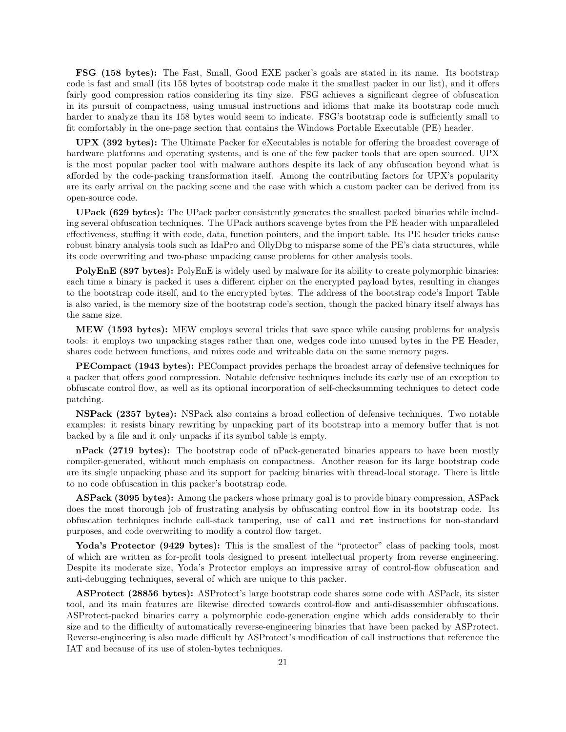**FSG (158 bytes):** The Fast, Small, Good EXE packer's goals are stated in its name. Its bootstrap code is fast and small (its 158 bytes of bootstrap code make it the smallest packer in our list), and it offers fairly good compression ratios considering its tiny size. FSG achieves a significant degree of obfuscation in its pursuit of compactness, using unusual instructions and idioms that make its bootstrap code much harder to analyze than its 158 bytes would seem to indicate. FSG's bootstrap code is sufficiently small to fit comfortably in the one-page section that contains the Windows Portable Executable (PE) header.

**UPX (392 bytes):** The Ultimate Packer for eXecutables is notable for offering the broadest coverage of hardware platforms and operating systems, and is one of the few packer tools that are open sourced. UPX is the most popular packer tool with malware authors despite its lack of any obfuscation beyond what is afforded by the code-packing transformation itself. Among the contributing factors for UPX's popularity are its early arrival on the packing scene and the ease with which a custom packer can be derived from its open-source code.

**UPack (629 bytes):** The UPack packer consistently generates the smallest packed binaries while including several obfuscation techniques. The UPack authors scavenge bytes from the PE header with unparalleled effectiveness, stuffing it with code, data, function pointers, and the import table. Its PE header tricks cause robust binary analysis tools such as IdaPro and OllyDbg to misparse some of the PE's data structures, while its code overwriting and two-phase unpacking cause problems for other analysis tools.

**PolyEnE (897 bytes):** PolyEnE is widely used by malware for its ability to create polymorphic binaries: each time a binary is packed it uses a different cipher on the encrypted payload bytes, resulting in changes to the bootstrap code itself, and to the encrypted bytes. The address of the bootstrap code's Import Table is also varied, is the memory size of the bootstrap code's section, though the packed binary itself always has the same size.

**MEW (1593 bytes):** MEW employs several tricks that save space while causing problems for analysis tools: it employs two unpacking stages rather than one, wedges code into unused bytes in the PE Header, shares code between functions, and mixes code and writeable data on the same memory pages.

**PECompact (1943 bytes):** PECompact provides perhaps the broadest array of defensive techniques for a packer that offers good compression. Notable defensive techniques include its early use of an exception to obfuscate control flow, as well as its optional incorporation of self-checksumming techniques to detect code patching.

**NSPack (2357 bytes):** NSPack also contains a broad collection of defensive techniques. Two notable examples: it resists binary rewriting by unpacking part of its bootstrap into a memory buffer that is not backed by a file and it only unpacks if its symbol table is empty.

**nPack (2719 bytes):** The bootstrap code of nPack-generated binaries appears to have been mostly compiler-generated, without much emphasis on compactness. Another reason for its large bootstrap code are its single unpacking phase and its support for packing binaries with thread-local storage. There is little to no code obfuscation in this packer's bootstrap code.

**ASPack (3095 bytes):** Among the packers whose primary goal is to provide binary compression, ASPack does the most thorough job of frustrating analysis by obfuscating control flow in its bootstrap code. Its obfuscation techniques include call-stack tampering, use of `call` and `ret` instructions for non-standard purposes, and code overwriting to modify a control flow target.

**Yoda's Protector (9429 bytes):** This is the smallest of the "protector" class of packing tools, most of which are written as for-profit tools designed to present intellectual property from reverse engineering. Despite its moderate size, Yoda's Protector employs an impressive array of control-flow obfuscation and anti-debugging techniques, several of which are unique to this packer.

**ASProtect (28856 bytes):** ASProtect's large bootstrap code shares some code with ASPack, its sister tool, and its main features are likewise directed towards control-flow and anti-disassembler obfuscations. ASProtect-packed binaries carry a polymorphic code-generation engine which adds considerably to their size and to the difficulty of automatically reverse-engineering binaries that have been packed by ASProtect. Reverse-engineering is also made difficult by ASProtect's modification of call instructions that reference the IAT and because of its use of stolen-bytes techniques.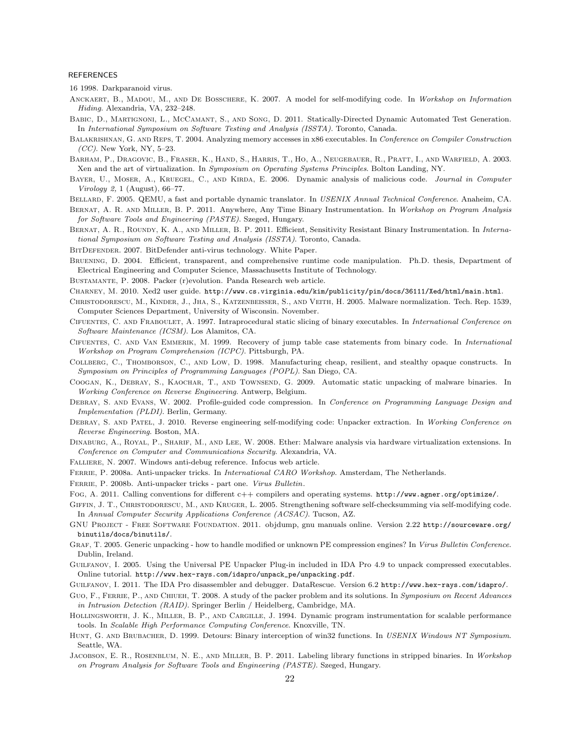## REFERENCES

16 1998. Darkparanoid virus.

Anckaert, B., Madou, M., and De Bosschere, K. 2007. A model for self-modifying code. In *Workshop on Information Hiding*. Alexandria, VA, 232–248.

Babic, D., Martignoni, L., McCamant, S., and Song, D. 2011. Statically-Directed Dynamic Automated Test Generation. In *International Symposium on Software Testing and Analysis (ISSTA)*. Toronto, Canada.

Balakrishnan, G. and Reps, T. 2004. Analyzing memory accesses in x86 executables. In *Conference on Compiler Construction (CC)*. New York, NY, 5–23.

Barham, P., Dragovic, B., Fraser, K., Hand, S., Harris, T., Ho, A., Neugebauer, R., Pratt, I., and Warfield, A. 2003. Xen and the art of virtualization. In *Symposium on Operating Systems Principles*. Bolton Landing, NY.

Bayer, U., Moser, A., Kruegel, C., and Kirda, E. 2006. Dynamic analysis of malicious code. *Journal in Computer Virology 2,* 1 (August), 66–77.

Bellard, F. 2005. QEMU, a fast and portable dynamic translator. In *USENIX Annual Technical Conference*. Anaheim, CA.

Bernat, A. R. and Miller, B. P. 2011. Anywhere, Any Time Binary Instrumentation. In *Workshop on Program Analysis for Software Tools and Engineering (PASTE)*. Szeged, Hungary.

Bernat, A. R., Roundy, K. A., and Miller, B. P. 2011. Efficient, Sensitivity Resistant Binary Instrumentation. In *International Symposium on Software Testing and Analysis (ISSTA)*. Toronto, Canada.

BitDefender. 2007. BitDefender anti-virus technology. White Paper.

Bruening, D. 2004. Efficient, transparent, and comprehensive runtime code manipulation. Ph.D. thesis, Department of Electrical Engineering and Computer Science, Massachusetts Institute of Technology.

Bustamante, P. 2008. Packer (r)evolution. Panda Research web article.

Charney, M. 2010. Xed2 user guide. http://www.cs.virginia.edu/kim/publicity/pin/docs/36111/Xed/html/main.html.

Christodorescu, M., Kinder, J., Jha, S., Katzenbeisser, S., and Veith, H. 2005. Malware normalization. Tech. Rep. 1539, Computer Sciences Department, University of Wisconsin. November.

Cifuentes, C. and Fraboulet, A. 1997. Intraprocedural static slicing of binary executables. In *International Conference on Software Maintenance (ICSM)*. Los Alamitos, CA.

Cifuentes, C. and Van Emmerik, M. 1999. Recovery of jump table case statements from binary code. In *International Workshop on Program Comprehension (ICPC)*. Pittsburgh, PA.

Collberg, C., Thomborson, C., and Low, D. 1998. Manufacturing cheap, resilient, and stealthy opaque constructs. In *Symposium on Principles of Programming Languages (POPL)*. San Diego, CA.

Coogan, K., Debray, S., Kaochar, T., and Townsend, G. 2009. Automatic static unpacking of malware binaries. In *Working Conference on Reverse Engineering*. Antwerp, Belgium.

Debray, S. and Evans, W. 2002. Profile-guided code compression. In *Conference on Programming Language Design and Implementation (PLDI)*. Berlin, Germany.

Debray, S. and Patel, J. 2010. Reverse engineering self-modifying code: Unpacker extraction. In *Working Conference on Reverse Engineering*. Boston, MA.

Dinaburg, A., Royal, P., Sharif, M., and Lee, W. 2008. Ether: Malware analysis via hardware virtualization extensions. In *Conference on Computer and Communications Security*. Alexandria, VA.

Falliere, N. 2007. Windows anti-debug reference. Infocus web article.

Ferrie, P. 2008a. Anti-unpacker tricks. In *International CARO Workshop*. Amsterdam, The Netherlands.

Ferrie, P. 2008b. Anti-unpacker tricks - part one. *Virus Bulletin*.

Fog, A. 2011. Calling conventions for different c++ compilers and operating systems. http://www.agner.org/optimize/.

Giffin, J. T., Christodorescu, M., and Kruger, L. 2005. Strengthening software self-checksumming via self-modifying code. In *Annual Computer Security Applications Conference (ACSAC)*. Tucson, AZ.

GNU Project - Free Software Foundation. 2011. objdump, gnu manuals online. Version 2.22 http://sourceware.org/binutils/docs/binutils/.

Graf, T. 2005. Generic unpacking - how to handle modified or unknown PE compression engines? In *Virus Bulletin Conference*. Dublin, Ireland.

Guilfanov, I. 2005. Using the Universal PE Unpacker Plug-in included in IDA Pro 4.9 to unpack compressed executables. Online tutorial. http://www.hex-rays.com/idapro/unpack_pe/unpacking.pdf.

Guilfanov, I. 2011. The IDA Pro disassembler and debugger. DataRescue. Version 6.2 http://www.hex-rays.com/idapro/.

Guo, F., Ferrie, P., and Chiueh, T. 2008. A study of the packer problem and its solutions. In *Symposium on Recent Advances in Intrusion Detection (RAID)*. Springer Berlin / Heidelberg, Cambridge, MA.

Hollingsworth, J. K., Miller, B. P., and Cargille, J. 1994. Dynamic program instrumentation for scalable performance tools. In *Scalable High Performance Computing Conference*. Knoxville, TN.

Hunt, G. and Brubacher, D. 1999. Detours: Binary interception of win32 functions. In *USENIX Windows NT Symposium*. Seattle, WA.

Jacobson, E. R., Rosenblum, N. E., and Miller, B. P. 2011. Labeling library functions in stripped binaries. In *Workshop on Program Analysis for Software Tools and Engineering (PASTE)*. Szeged, Hungary.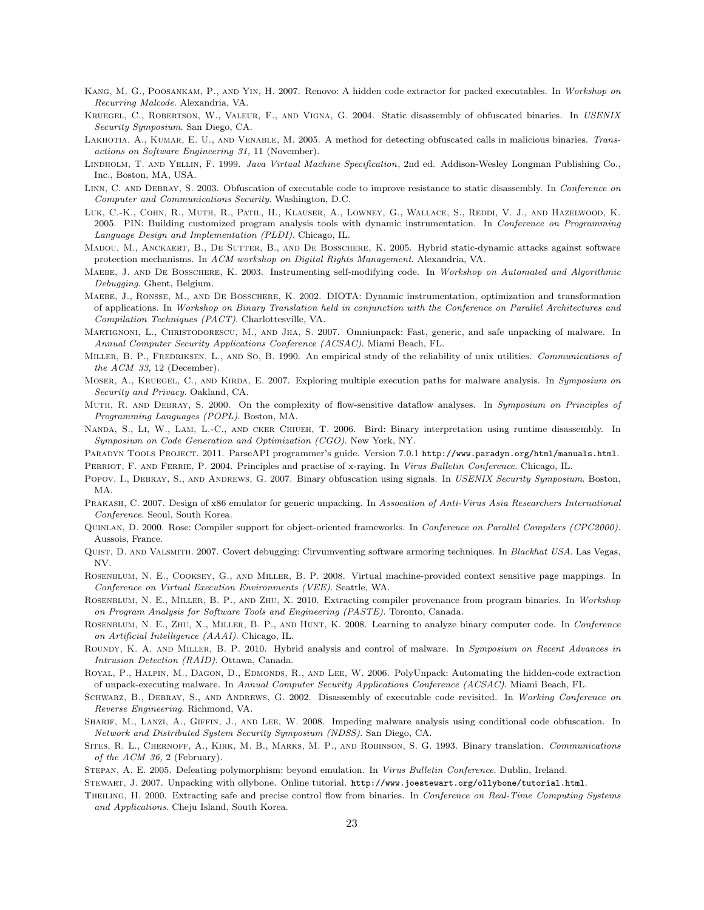Kang, M. G., Poosankam, P., and Yin, H. 2007. Renovo: A hidden code extractor for packed executables. In *Workshop on Recurring Malcode*. Alexandria, VA.

Kruegel, C., Robertson, W., Valeur, F., and Vigna, G. 2004. Static disassembly of obfuscated binaries. In *USENIX Security Symposium*. San Diego, CA.

Lakhotia, A., Kumar, E. U., and Venable, M. 2005. A method for detecting obfuscated calls in malicious binaries. *Transactions on Software Engineering 31,* 11 (November).

Lindholm, T. and Yellin, F. 1999. *Java Virtual Machine Specification*, 2nd ed. Addison-Wesley Longman Publishing Co., Inc., Boston, MA, USA.

Linn, C. and Debray, S. 2003. Obfuscation of executable code to improve resistance to static disassembly. In *Conference on Computer and Communications Security*. Washington, D.C.

Luk, C.-K., Cohn, R., Muth, R., Patil, H., Klauser, A., Lowney, G., Wallace, S., Reddi, V. J., and Hazelwood, K. 2005. PIN: Building customized program analysis tools with dynamic instrumentation. In *Conference on Programming Language Design and Implementation (PLDI)*. Chicago, IL.

Madou, M., Anckaert, B., De Sutter, B., and De Bosschere, K. 2005. Hybrid static-dynamic attacks against software protection mechanisms. In *ACM workshop on Digital Rights Management*. Alexandria, VA.

Maebe, J. and De Bosschere, K. 2003. Instrumenting self-modifying code. In *Workshop on Automated and Algorithmic Debugging*. Ghent, Belgium.

Maebe, J., Ronsse, M., and De Bosschere, K. 2002. DIOTA: Dynamic instrumentation, optimization and transformation of applications. In *Workshop on Binary Translation held in conjunction with the Conference on Parallel Architectures and Compilation Techniques (PACT)*. Charlottesville, VA.

Martignoni, L., Christodorescu, M., and Jha, S. 2007. Omniunpack: Fast, generic, and safe unpacking of malware. In *Annual Computer Security Applications Conference (ACSAC)*. Miami Beach, FL.

Miller, B. P., Fredriksen, L., and So, B. 1990. An empirical study of the reliability of unix utilities. *Communications of the ACM 33,* 12 (December).

Moser, A., Kruegel, C., and Kirda, E. 2007. Exploring multiple execution paths for malware analysis. In *Symposium on Security and Privacy*. Oakland, CA.

Muth, R. and Debray, S. 2000. On the complexity of flow-sensitive dataflow analyses. In *Symposium on Principles of Programming Languages (POPL)*. Boston, MA.

Nanda, S., Li, W., Lam, L.-C., and cker Chiueh, T. 2006. Bird: Binary interpretation using runtime disassembly. In *Symposium on Code Generation and Optimization (CGO)*. New York, NY.

Paradyn Tools Project. 2011. ParseAPI programmer's guide. Version 7.0.1 `http://www.paradyn.org/html/manuals.html`.

Perriot, F. and Ferrie, P. 2004. Principles and practise of x-raying. In *Virus Bulletin Conference*. Chicago, IL.

Popov, I., Debray, S., and Andrews, G. 2007. Binary obfuscation using signals. In *USENIX Security Symposium*. Boston, MA.

Prakash, C. 2007. Design of x86 emulator for generic unpacking. In *Assocation of Anti-Virus Asia Researchers International Conference*. Seoul, South Korea.

Quinlan, D. 2000. Rose: Compiler support for object-oriented frameworks. In *Conference on Parallel Compilers (CPC2000)*. Aussois, France.

Quist, D. and Valsmith. 2007. Covert debugging: Cirvumventing software armoring techniques. In *Blackhat USA*. Las Vegas, NV.

Rosenblum, N. E., Cooksey, G., and Miller, B. P. 2008. Virtual machine-provided context sensitive page mappings. In *Conference on Virtual Execution Environments (VEE)*. Seattle, WA.

Rosenblum, N. E., Miller, B. P., and Zhu, X. 2010. Extracting compiler provenance from program binaries. In *Workshop on Program Analysis for Software Tools and Engineering (PASTE)*. Toronto, Canada.

Rosenblum, N. E., Zhu, X., Miller, B. P., and Hunt, K. 2008. Learning to analyze binary computer code. In *Conference on Artificial Intelligence (AAAI)*. Chicago, IL.

Roundy, K. A. and Miller, B. P. 2010. Hybrid analysis and control of malware. In *Symposium on Recent Advances in Intrusion Detection (RAID)*. Ottawa, Canada.

Royal, P., Halpin, M., Dagon, D., Edmonds, R., and Lee, W. 2006. PolyUnpack: Automating the hidden-code extraction of unpack-executing malware. In *Annual Computer Security Applications Conference (ACSAC)*. Miami Beach, FL.

Schwarz, B., Debray, S., and Andrews, G. 2002. Disassembly of executable code revisited. In *Working Conference on Reverse Engineering*. Richmond, VA.

Sharif, M., Lanzi, A., Giffin, J., and Lee, W. 2008. Impeding malware analysis using conditional code obfuscation. In *Network and Distributed System Security Symposium (NDSS)*. San Diego, CA.

Sites, R. L., Chernoff, A., Kirk, M. B., Marks, M. P., and Robinson, S. G. 1993. Binary translation. *Communications of the ACM 36,* 2 (February).

Stepan, A. E. 2005. Defeating polymorphism: beyond emulation. In *Virus Bulletin Conference*. Dublin, Ireland.

Stewart, J. 2007. Unpacking with ollybone. Online tutorial. `http://www.joestewart.org/ollybone/tutorial.html`.

Theiling, H. 2000. Extracting safe and precise control flow from binaries. In *Conference on Real-Time Computing Systems and Applications*. Cheju Island, South Korea.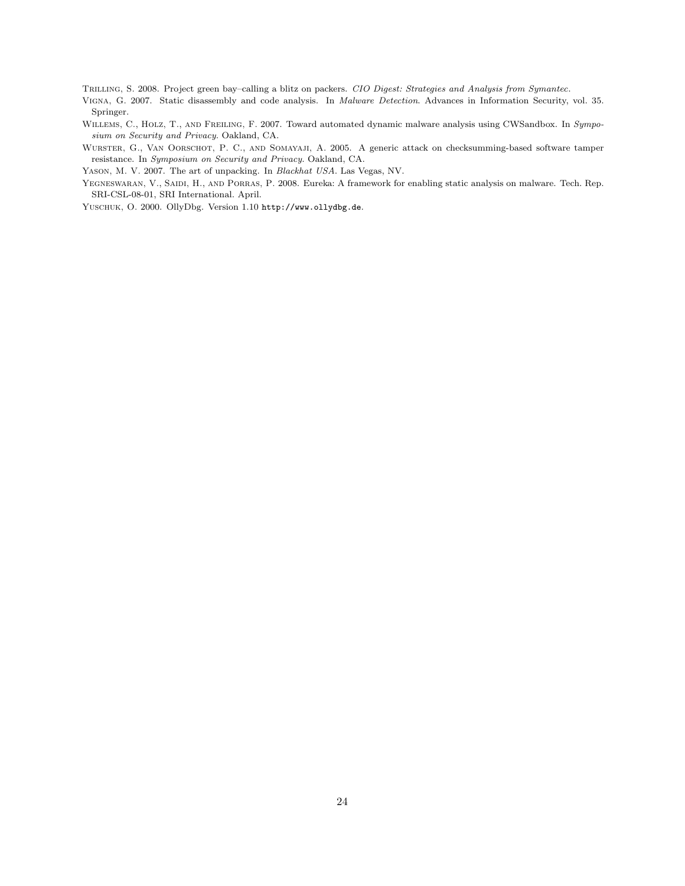Trilling, S. 2008. Project green bay–calling a blitz on packers. *CIO Digest: Strategies and Analysis from Symantec*.

Vigna, G. 2007. Static disassembly and code analysis. In *Malware Detection*. Advances in Information Security, vol. 35. Springer.

Willems, C., Holz, T., and Freiling, F. 2007. Toward automated dynamic malware analysis using CWSandbox. In *Symposium on Security and Privacy*. Oakland, CA.

Wurster, G., Van Oorschot, P. C., and Somayaji, A. 2005. A generic attack on checksumming-based software tamper resistance. In *Symposium on Security and Privacy*. Oakland, CA.

Yason, M. V. 2007. The art of unpacking. In *Blackhat USA*. Las Vegas, NV.

Yegneswaran, V., Saidi, H., and Porras, P. 2008. Eureka: A framework for enabling static analysis on malware. Tech. Rep. SRI-CSL-08-01, SRI International. April.

Yuschuk, O. 2000. OllyDbg. Version 1.10 `http://www.ollydbg.de`.